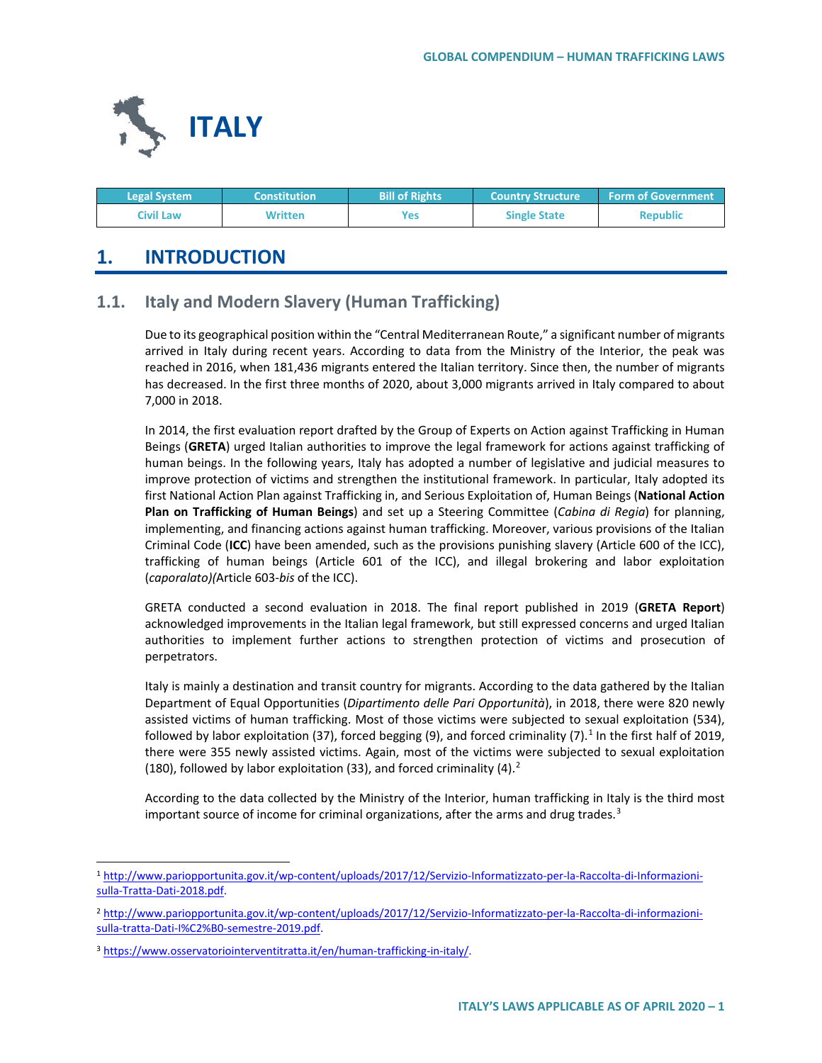# ITALY

| Legal System | Constitution | Bill of Rights | Country Structure | Form of Government |
|---|---|---|---|---|
| Civil Law | Written | Yes | Single State | Republic |

## 1. INTRODUCTION

### 1.1. Italy and Modern Slavery (Human Trafficking)

Due to its geographical position within the "Central Mediterranean Route," a significant number of migrants arrived in Italy during recent years. According to data from the Ministry of the Interior, the peak was reached in 2016, when 181,436 migrants entered the Italian territory. Since then, the number of migrants has decreased. In the first three months of 2020, about 3,000 migrants arrived in Italy compared to about 7,000 in 2018.

In 2014, the first evaluation report drafted by the Group of Experts on Action against Trafficking in Human Beings (**GRETA**) urged Italian authorities to improve the legal framework for actions against trafficking of human beings. In the following years, Italy has adopted a number of legislative and judicial measures to improve protection of victims and strengthen the institutional framework. In particular, Italy adopted its first National Action Plan against Trafficking in, and Serious Exploitation of, Human Beings (**National Action Plan on Trafficking of Human Beings**) and set up a Steering Committee (*Cabina di Regia*) for planning, implementing, and financing actions against human trafficking. Moreover, various provisions of the Italian Criminal Code (**ICC**) have been amended, such as the provisions punishing slavery (Article 600 of the ICC), trafficking of human beings (Article 601 of the ICC), and illegal brokering and labor exploitation (*caporalato)(*Article 603-*bis* of the ICC).

GRETA conducted a second evaluation in 2018. The final report published in 2019 (**GRETA Report**) acknowledged improvements in the Italian legal framework, but still expressed concerns and urged Italian authorities to implement further actions to strengthen protection of victims and prosecution of perpetrators.

Italy is mainly a destination and transit country for migrants. According to the data gathered by the Italian Department of Equal Opportunities (*Dipartimento delle Pari Opportunità*), in 2018, there were 820 newly assisted victims of human trafficking. Most of those victims were subjected to sexual exploitation (534), followed by labor exploitation (37), forced begging (9), and forced criminality (7).[1] In the first half of 2019, there were 355 newly assisted victims. Again, most of the victims were subjected to sexual exploitation (180), followed by labor exploitation (33), and forced criminality (4).[2]

According to the data collected by the Ministry of the Interior, human trafficking in Italy is the third most important source of income for criminal organizations, after the arms and drug trades.[3]

---

[1] http://www.pariopportunita.gov.it/wp-content/uploads/2017/12/Servizio-Informatizzato-per-la-Raccolta-di-Informazioni-sulla-Tratta-Dati-2018.pdf.

[2] http://www.pariopportunita.gov.it/wp-content/uploads/2017/12/Servizio-Informatizzato-per-la-Raccolta-di-informazioni-sulla-tratta-Dati-I%C2%B0-semestre-2019.pdf.

[3] https://www.osservatoriointerventitratta.it/en/human-trafficking-in-italy/.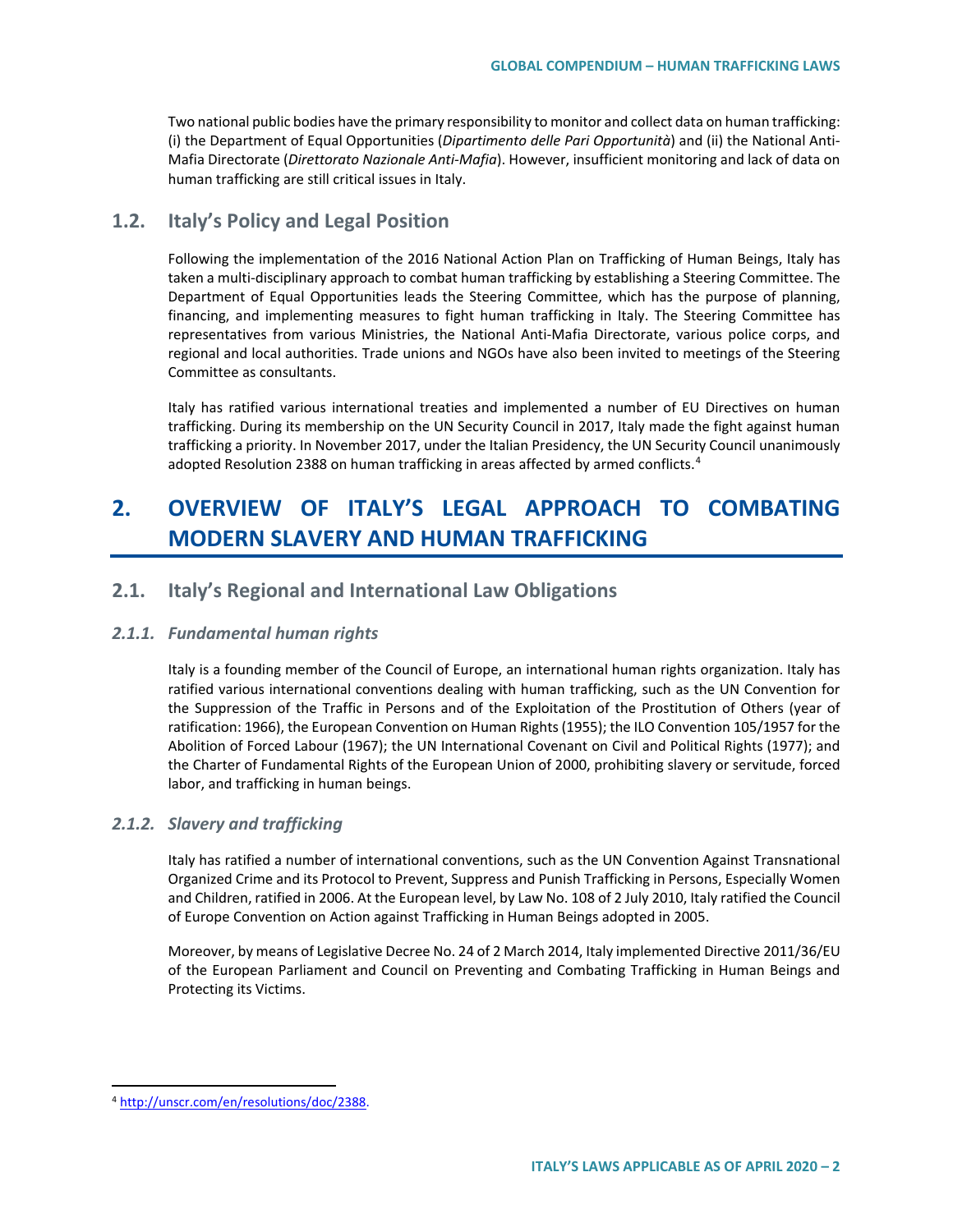Two national public bodies have the primary responsibility to monitor and collect data on human trafficking: (i) the Department of Equal Opportunities (*Dipartimento delle Pari Opportunità*) and (ii) the National Anti-Mafia Directorate (*Direttorato Nazionale Anti-Mafia*). However, insufficient monitoring and lack of data on human trafficking are still critical issues in Italy.

## 1.2. Italy's Policy and Legal Position

Following the implementation of the 2016 National Action Plan on Trafficking of Human Beings, Italy has taken a multi-disciplinary approach to combat human trafficking by establishing a Steering Committee. The Department of Equal Opportunities leads the Steering Committee, which has the purpose of planning, financing, and implementing measures to fight human trafficking in Italy. The Steering Committee has representatives from various Ministries, the National Anti-Mafia Directorate, various police corps, and regional and local authorities. Trade unions and NGOs have also been invited to meetings of the Steering Committee as consultants.

Italy has ratified various international treaties and implemented a number of EU Directives on human trafficking. During its membership on the UN Security Council in 2017, Italy made the fight against human trafficking a priority. In November 2017, under the Italian Presidency, the UN Security Council unanimously adopted Resolution 2388 on human trafficking in areas affected by armed conflicts.[4]

# 2. OVERVIEW OF ITALY'S LEGAL APPROACH TO COMBATING MODERN SLAVERY AND HUMAN TRAFFICKING

## 2.1. Italy's Regional and International Law Obligations

### *2.1.1. Fundamental human rights*

Italy is a founding member of the Council of Europe, an international human rights organization. Italy has ratified various international conventions dealing with human trafficking, such as the UN Convention for the Suppression of the Traffic in Persons and of the Exploitation of the Prostitution of Others (year of ratification: 1966), the European Convention on Human Rights (1955); the ILO Convention 105/1957 for the Abolition of Forced Labour (1967); the UN International Covenant on Civil and Political Rights (1977); and the Charter of Fundamental Rights of the European Union of 2000, prohibiting slavery or servitude, forced labor, and trafficking in human beings.

### *2.1.2. Slavery and trafficking*

Italy has ratified a number of international conventions, such as the UN Convention Against Transnational Organized Crime and its Protocol to Prevent, Suppress and Punish Trafficking in Persons, Especially Women and Children, ratified in 2006. At the European level, by Law No. 108 of 2 July 2010, Italy ratified the Council of Europe Convention on Action against Trafficking in Human Beings adopted in 2005.

Moreover, by means of Legislative Decree No. 24 of 2 March 2014, Italy implemented Directive 2011/36/EU of the European Parliament and Council on Preventing and Combating Trafficking in Human Beings and Protecting its Victims.

---

[4] http://unscr.com/en/resolutions/doc/2388.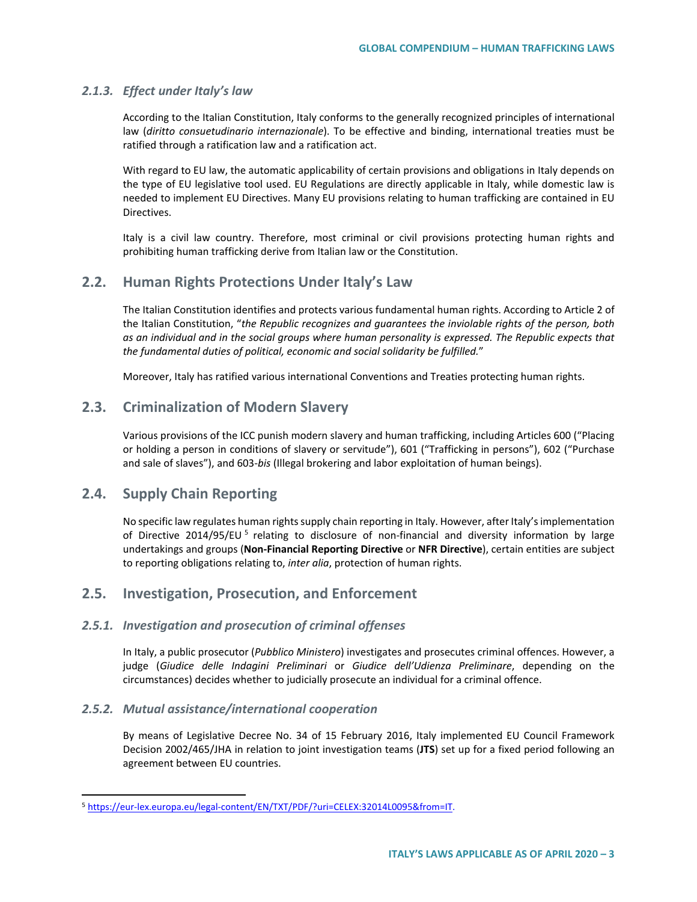### 2.1.3. *Effect under Italy's law*

According to the Italian Constitution, Italy conforms to the generally recognized principles of international law (*diritto consuetudinario internazionale*). To be effective and binding, international treaties must be ratified through a ratification law and a ratification act.

With regard to EU law, the automatic applicability of certain provisions and obligations in Italy depends on the type of EU legislative tool used. EU Regulations are directly applicable in Italy, while domestic law is needed to implement EU Directives. Many EU provisions relating to human trafficking are contained in EU Directives.

Italy is a civil law country. Therefore, most criminal or civil provisions protecting human rights and prohibiting human trafficking derive from Italian law or the Constitution.

## 2.2. Human Rights Protections Under Italy's Law

The Italian Constitution identifies and protects various fundamental human rights. According to Article 2 of the Italian Constitution, "*the Republic recognizes and guarantees the inviolable rights of the person, both as an individual and in the social groups where human personality is expressed. The Republic expects that the fundamental duties of political, economic and social solidarity be fulfilled.*"

Moreover, Italy has ratified various international Conventions and Treaties protecting human rights.

## 2.3. Criminalization of Modern Slavery

Various provisions of the ICC punish modern slavery and human trafficking, including Articles 600 ("Placing or holding a person in conditions of slavery or servitude"), 601 ("Trafficking in persons"), 602 ("Purchase and sale of slaves"), and 603-*bis* (Illegal brokering and labor exploitation of human beings).

## 2.4. Supply Chain Reporting

No specific law regulates human rights supply chain reporting in Italy. However, after Italy's implementation of Directive 2014/95/EU [5] relating to disclosure of non-financial and diversity information by large undertakings and groups (**Non-Financial Reporting Directive** or **NFR Directive**), certain entities are subject to reporting obligations relating to, *inter alia*, protection of human rights.

## 2.5. Investigation, Prosecution, and Enforcement

### 2.5.1. *Investigation and prosecution of criminal offenses*

In Italy, a public prosecutor (*Pubblico Ministero*) investigates and prosecutes criminal offences. However, a judge (*Giudice delle Indagini Preliminari* or *Giudice dell'Udienza Preliminare*, depending on the circumstances) decides whether to judicially prosecute an individual for a criminal offence.

### 2.5.2. *Mutual assistance/international cooperation*

By means of Legislative Decree No. 34 of 15 February 2016, Italy implemented EU Council Framework Decision 2002/465/JHA in relation to joint investigation teams (**JTS**) set up for a fixed period following an agreement between EU countries.

---

[5] https://eur-lex.europa.eu/legal-content/EN/TXT/PDF/?uri=CELEX:32014L0095&from=IT.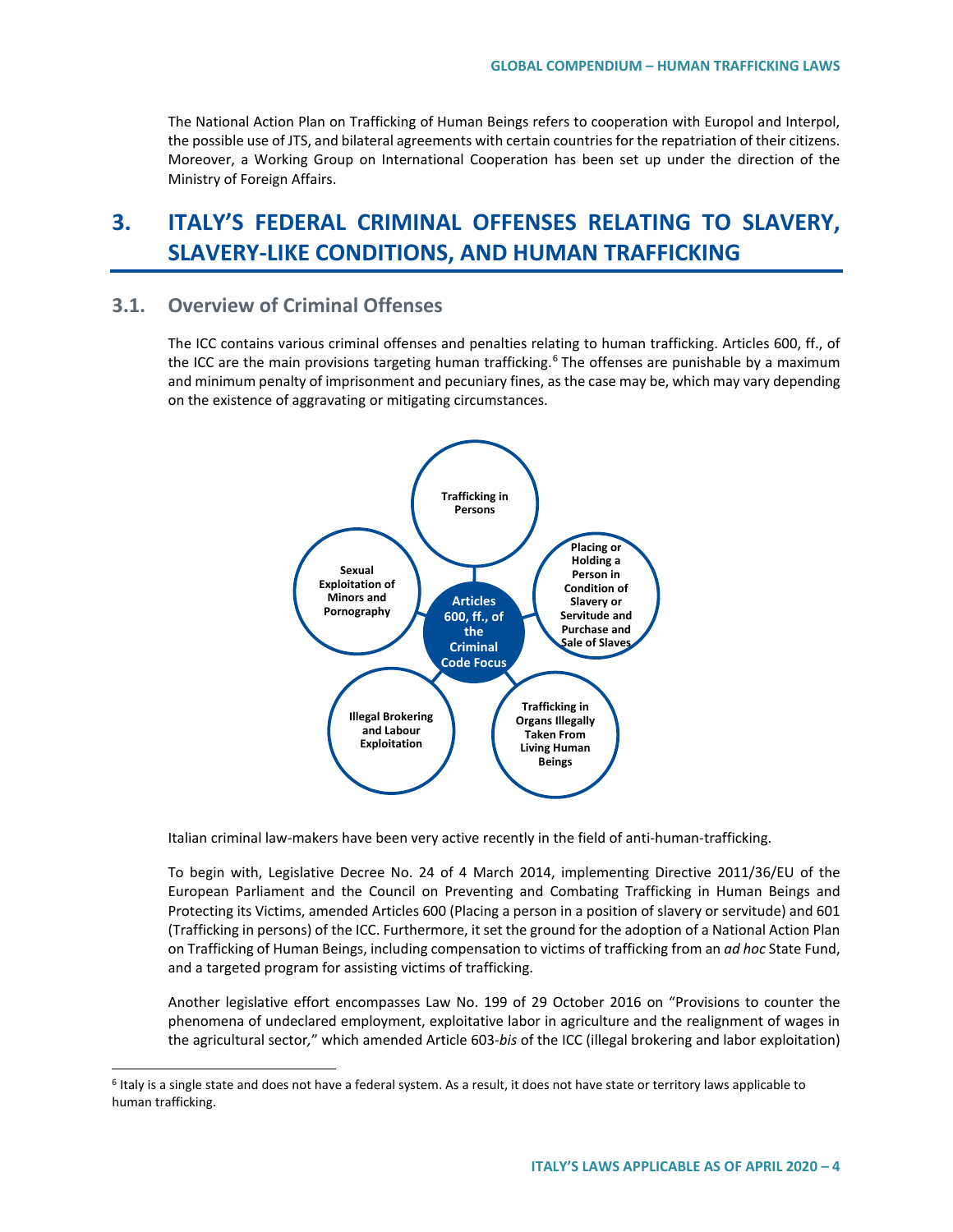The National Action Plan on Trafficking of Human Beings refers to cooperation with Europol and Interpol, the possible use of JTS, and bilateral agreements with certain countries for the repatriation of their citizens. Moreover, a Working Group on International Cooperation has been set up under the direction of the Ministry of Foreign Affairs.

# 3. ITALY'S FEDERAL CRIMINAL OFFENSES RELATING TO SLAVERY, SLAVERY-LIKE CONDITIONS, AND HUMAN TRAFFICKING

## 3.1. Overview of Criminal Offenses

The ICC contains various criminal offenses and penalties relating to human trafficking. Articles 600, ff., of the ICC are the main provisions targeting human trafficking.[6] The offenses are punishable by a maximum and minimum penalty of imprisonment and pecuniary fines, as the case may be, which may vary depending on the existence of aggravating or mitigating circumstances.

**Articles 600, ff., of the Criminal Code Focus**

- Trafficking in Persons
- Placing or Holding a Person in Condition of Slavery or Servitude and Purchase and Sale of Slaves
- Trafficking in Organs Illegally Taken From Living Human Beings
- Illegal Brokering and Labour Exploitation
- Sexual Exploitation of Minors and Pornography

Italian criminal law-makers have been very active recently in the field of anti-human-trafficking.

To begin with, Legislative Decree No. 24 of 4 March 2014, implementing Directive 2011/36/EU of the European Parliament and the Council on Preventing and Combating Trafficking in Human Beings and Protecting its Victims, amended Articles 600 (Placing a person in a position of slavery or servitude) and 601 (Trafficking in persons) of the ICC. Furthermore, it set the ground for the adoption of a National Action Plan on Trafficking of Human Beings, including compensation to victims of trafficking from an *ad hoc* State Fund, and a targeted program for assisting victims of trafficking.

Another legislative effort encompasses Law No. 199 of 29 October 2016 on "Provisions to counter the phenomena of undeclared employment, exploitative labor in agriculture and the realignment of wages in the agricultural sector," which amended Article 603-*bis* of the ICC (illegal brokering and labor exploitation)

[6] Italy is a single state and does not have a federal system. As a result, it does not have state or territory laws applicable to human trafficking.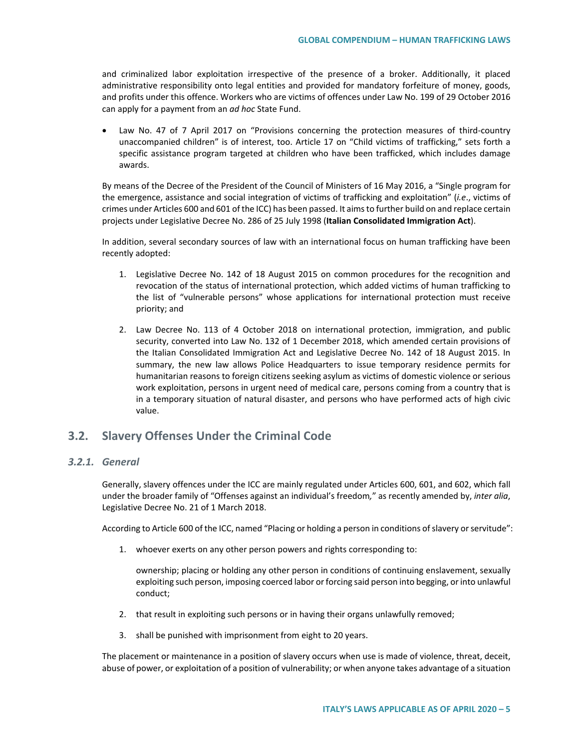and criminalized labor exploitation irrespective of the presence of a broker. Additionally, it placed administrative responsibility onto legal entities and provided for mandatory forfeiture of money, goods, and profits under this offence. Workers who are victims of offences under Law No. 199 of 29 October 2016 can apply for a payment from an *ad hoc* State Fund.

- Law No. 47 of 7 April 2017 on "Provisions concerning the protection measures of third-country unaccompanied children" is of interest, too. Article 17 on "Child victims of trafficking," sets forth a specific assistance program targeted at children who have been trafficked, which includes damage awards.

By means of the Decree of the President of the Council of Ministers of 16 May 2016, a "Single program for the emergence, assistance and social integration of victims of trafficking and exploitation" (*i.e*., victims of crimes under Articles 600 and 601 of the ICC) has been passed. It aims to further build on and replace certain projects under Legislative Decree No. 286 of 25 July 1998 (**Italian Consolidated Immigration Act**).

In addition, several secondary sources of law with an international focus on human trafficking have been recently adopted:

1. Legislative Decree No. 142 of 18 August 2015 on common procedures for the recognition and revocation of the status of international protection, which added victims of human trafficking to the list of "vulnerable persons" whose applications for international protection must receive priority; and

2. Law Decree No. 113 of 4 October 2018 on international protection, immigration, and public security, converted into Law No. 132 of 1 December 2018, which amended certain provisions of the Italian Consolidated Immigration Act and Legislative Decree No. 142 of 18 August 2015. In summary, the new law allows Police Headquarters to issue temporary residence permits for humanitarian reasons to foreign citizens seeking asylum as victims of domestic violence or serious work exploitation, persons in urgent need of medical care, persons coming from a country that is in a temporary situation of natural disaster, and persons who have performed acts of high civic value.

## 3.2. Slavery Offenses Under the Criminal Code

### *3.2.1. General*

Generally, slavery offences under the ICC are mainly regulated under Articles 600, 601, and 602, which fall under the broader family of "Offenses against an individual's freedom," as recently amended by, *inter alia*, Legislative Decree No. 21 of 1 March 2018.

According to Article 600 of the ICC, named "Placing or holding a person in conditions of slavery or servitude":

1. whoever exerts on any other person powers and rights corresponding to:

   ownership; placing or holding any other person in conditions of continuing enslavement, sexually exploiting such person, imposing coerced labor or forcing said person into begging, or into unlawful conduct;

2. that result in exploiting such persons or in having their organs unlawfully removed;

3. shall be punished with imprisonment from eight to 20 years.

The placement or maintenance in a position of slavery occurs when use is made of violence, threat, deceit, abuse of power, or exploitation of a position of vulnerability; or when anyone takes advantage of a situation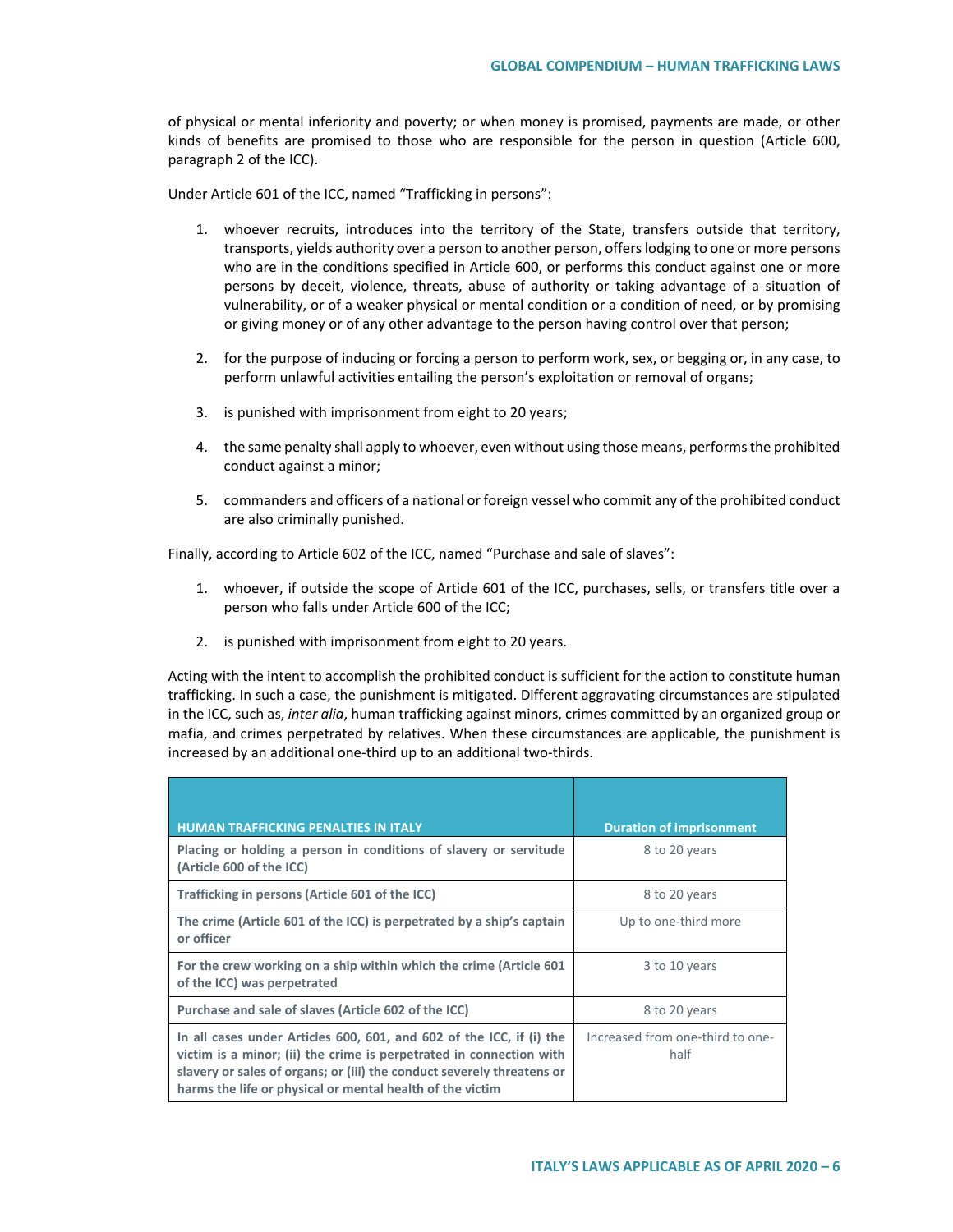of physical or mental inferiority and poverty; or when money is promised, payments are made, or other kinds of benefits are promised to those who are responsible for the person in question (Article 600, paragraph 2 of the ICC).

Under Article 601 of the ICC, named "Trafficking in persons":

1. whoever recruits, introduces into the territory of the State, transfers outside that territory, transports, yields authority over a person to another person, offers lodging to one or more persons who are in the conditions specified in Article 600, or performs this conduct against one or more persons by deceit, violence, threats, abuse of authority or taking advantage of a situation of vulnerability, or of a weaker physical or mental condition or a condition of need, or by promising or giving money or of any other advantage to the person having control over that person;

2. for the purpose of inducing or forcing a person to perform work, sex, or begging or, in any case, to perform unlawful activities entailing the person's exploitation or removal of organs;

3. is punished with imprisonment from eight to 20 years;

4. the same penalty shall apply to whoever, even without using those means, performs the prohibited conduct against a minor;

5. commanders and officers of a national or foreign vessel who commit any of the prohibited conduct are also criminally punished.

Finally, according to Article 602 of the ICC, named "Purchase and sale of slaves":

1. whoever, if outside the scope of Article 601 of the ICC, purchases, sells, or transfers title over a person who falls under Article 600 of the ICC;

2. is punished with imprisonment from eight to 20 years.

Acting with the intent to accomplish the prohibited conduct is sufficient for the action to constitute human trafficking. In such a case, the punishment is mitigated. Different aggravating circumstances are stipulated in the ICC, such as, *inter alia*, human trafficking against minors, crimes committed by an organized group or mafia, and crimes perpetrated by relatives. When these circumstances are applicable, the punishment is increased by an additional one-third up to an additional two-thirds.

| HUMAN TRAFFICKING PENALTIES IN ITALY | Duration of imprisonment |
|---|---|
| **Placing or holding a person in conditions of slavery or servitude (Article 600 of the ICC)** | 8 to 20 years |
| **Trafficking in persons (Article 601 of the ICC)** | 8 to 20 years |
| **The crime (Article 601 of the ICC) is perpetrated by a ship's captain or officer** | Up to one-third more |
| **For the crew working on a ship within which the crime (Article 601 of the ICC) was perpetrated** | 3 to 10 years |
| **Purchase and sale of slaves (Article 602 of the ICC)** | 8 to 20 years |
| **In all cases under Articles 600, 601, and 602 of the ICC, if (i) the victim is a minor; (ii) the crime is perpetrated in connection with slavery or sales of organs; or (iii) the conduct severely threatens or harms the life or physical or mental health of the victim** | Increased from one-third to one-half |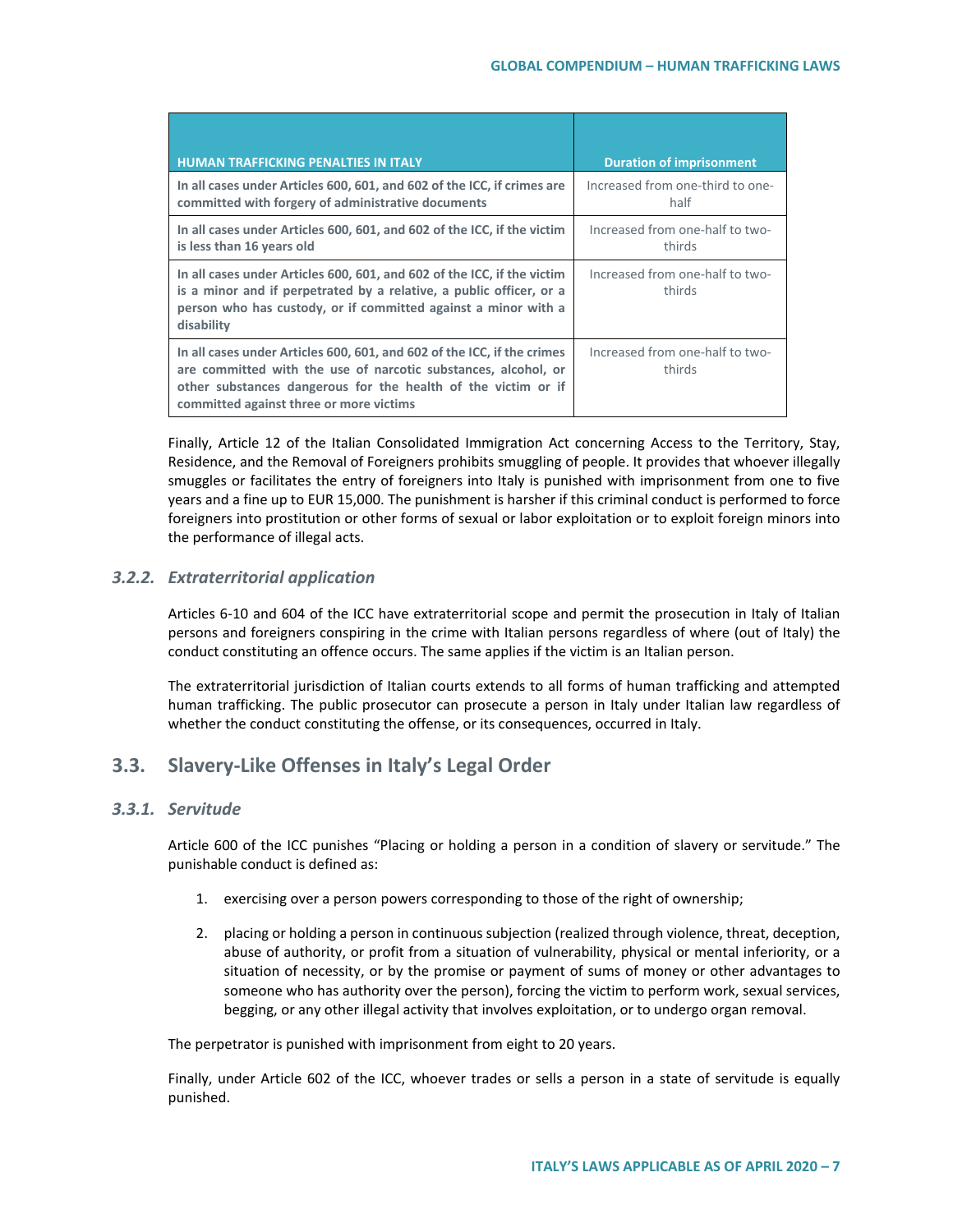| HUMAN TRAFFICKING PENALTIES IN ITALY | Duration of imprisonment |
|---|---|
| **In all cases under Articles 600, 601, and 602 of the ICC, if crimes are committed with forgery of administrative documents** | Increased from one-third to one-half |
| **In all cases under Articles 600, 601, and 602 of the ICC, if the victim is less than 16 years old** | Increased from one-half to two-thirds |
| **In all cases under Articles 600, 601, and 602 of the ICC, if the victim is a minor and if perpetrated by a relative, a public officer, or a person who has custody, or if committed against a minor with a disability** | Increased from one-half to two-thirds |
| **In all cases under Articles 600, 601, and 602 of the ICC, if the crimes are committed with the use of narcotic substances, alcohol, or other substances dangerous for the health of the victim or if committed against three or more victims** | Increased from one-half to two-thirds |

Finally, Article 12 of the Italian Consolidated Immigration Act concerning Access to the Territory, Stay, Residence, and the Removal of Foreigners prohibits smuggling of people. It provides that whoever illegally smuggles or facilitates the entry of foreigners into Italy is punished with imprisonment from one to five years and a fine up to EUR 15,000. The punishment is harsher if this criminal conduct is performed to force foreigners into prostitution or other forms of sexual or labor exploitation or to exploit foreign minors into the performance of illegal acts.

### *3.2.2. Extraterritorial application*

Articles 6-10 and 604 of the ICC have extraterritorial scope and permit the prosecution in Italy of Italian persons and foreigners conspiring in the crime with Italian persons regardless of where (out of Italy) the conduct constituting an offence occurs. The same applies if the victim is an Italian person.

The extraterritorial jurisdiction of Italian courts extends to all forms of human trafficking and attempted human trafficking. The public prosecutor can prosecute a person in Italy under Italian law regardless of whether the conduct constituting the offense, or its consequences, occurred in Italy.

## 3.3. Slavery-Like Offenses in Italy's Legal Order

### *3.3.1. Servitude*

Article 600 of the ICC punishes "Placing or holding a person in a condition of slavery or servitude." The punishable conduct is defined as:

1. exercising over a person powers corresponding to those of the right of ownership;

2. placing or holding a person in continuous subjection (realized through violence, threat, deception, abuse of authority, or profit from a situation of vulnerability, physical or mental inferiority, or a situation of necessity, or by the promise or payment of sums of money or other advantages to someone who has authority over the person), forcing the victim to perform work, sexual services, begging, or any other illegal activity that involves exploitation, or to undergo organ removal.

The perpetrator is punished with imprisonment from eight to 20 years.

Finally, under Article 602 of the ICC, whoever trades or sells a person in a state of servitude is equally punished.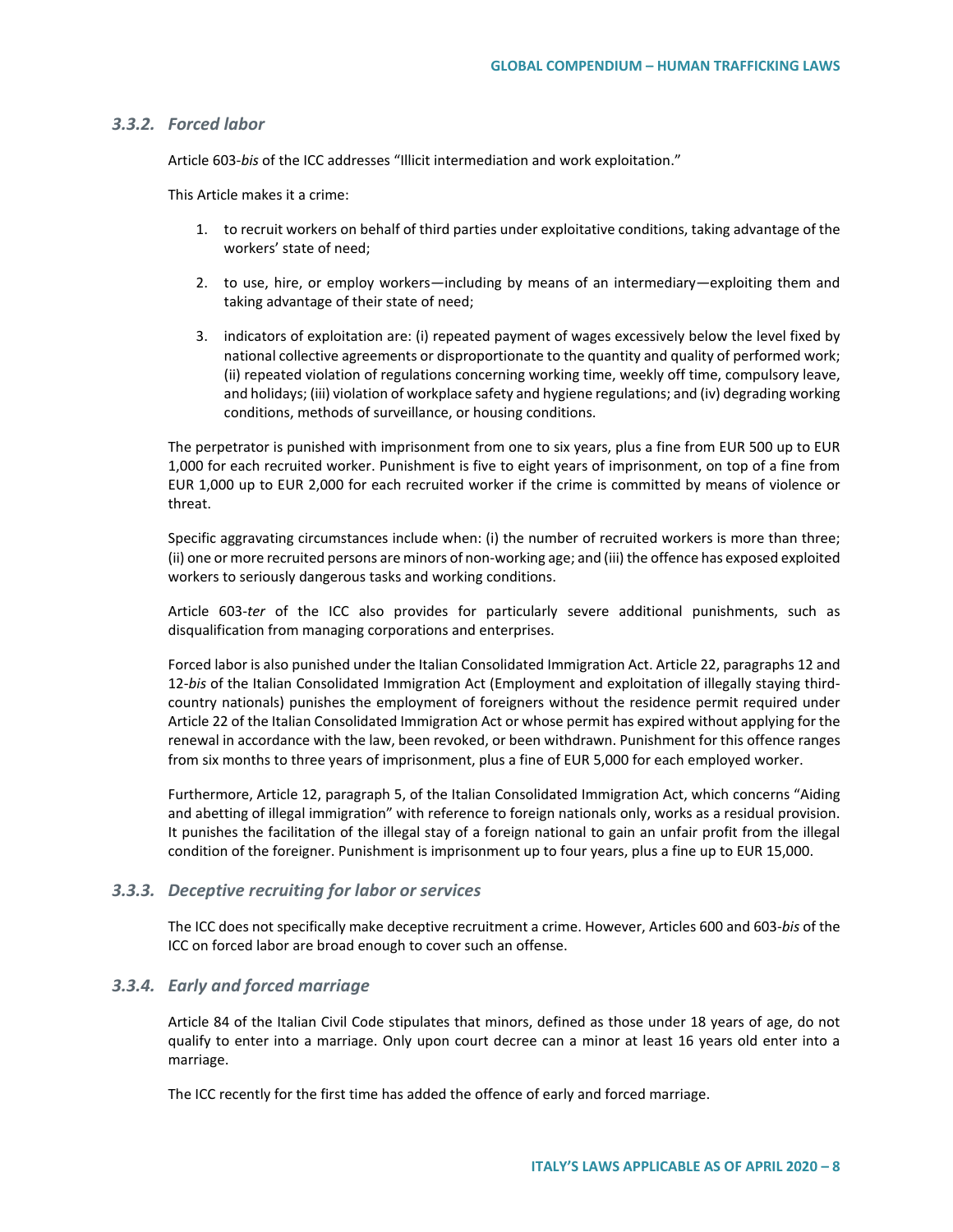### 3.3.2. Forced labor

Article 603-*bis* of the ICC addresses "Illicit intermediation and work exploitation."

This Article makes it a crime:

1. to recruit workers on behalf of third parties under exploitative conditions, taking advantage of the workers' state of need;
2. to use, hire, or employ workers—including by means of an intermediary—exploiting them and taking advantage of their state of need;
3. indicators of exploitation are: (i) repeated payment of wages excessively below the level fixed by national collective agreements or disproportionate to the quantity and quality of performed work; (ii) repeated violation of regulations concerning working time, weekly off time, compulsory leave, and holidays; (iii) violation of workplace safety and hygiene regulations; and (iv) degrading working conditions, methods of surveillance, or housing conditions.

The perpetrator is punished with imprisonment from one to six years, plus a fine from EUR 500 up to EUR 1,000 for each recruited worker. Punishment is five to eight years of imprisonment, on top of a fine from EUR 1,000 up to EUR 2,000 for each recruited worker if the crime is committed by means of violence or threat.

Specific aggravating circumstances include when: (i) the number of recruited workers is more than three; (ii) one or more recruited persons are minors of non-working age; and (iii) the offence has exposed exploited workers to seriously dangerous tasks and working conditions.

Article 603-*ter* of the ICC also provides for particularly severe additional punishments, such as disqualification from managing corporations and enterprises.

Forced labor is also punished under the Italian Consolidated Immigration Act. Article 22, paragraphs 12 and 12-*bis* of the Italian Consolidated Immigration Act (Employment and exploitation of illegally staying third-country nationals) punishes the employment of foreigners without the residence permit required under Article 22 of the Italian Consolidated Immigration Act or whose permit has expired without applying for the renewal in accordance with the law, been revoked, or been withdrawn. Punishment for this offence ranges from six months to three years of imprisonment, plus a fine of EUR 5,000 for each employed worker.

Furthermore, Article 12, paragraph 5, of the Italian Consolidated Immigration Act, which concerns "Aiding and abetting of illegal immigration" with reference to foreign nationals only, works as a residual provision. It punishes the facilitation of the illegal stay of a foreign national to gain an unfair profit from the illegal condition of the foreigner. Punishment is imprisonment up to four years, plus a fine up to EUR 15,000.

### 3.3.3. Deceptive recruiting for labor or services

The ICC does not specifically make deceptive recruitment a crime. However, Articles 600 and 603-*bis* of the ICC on forced labor are broad enough to cover such an offense.

### 3.3.4. Early and forced marriage

Article 84 of the Italian Civil Code stipulates that minors, defined as those under 18 years of age, do not qualify to enter into a marriage. Only upon court decree can a minor at least 16 years old enter into a marriage.

The ICC recently for the first time has added the offence of early and forced marriage.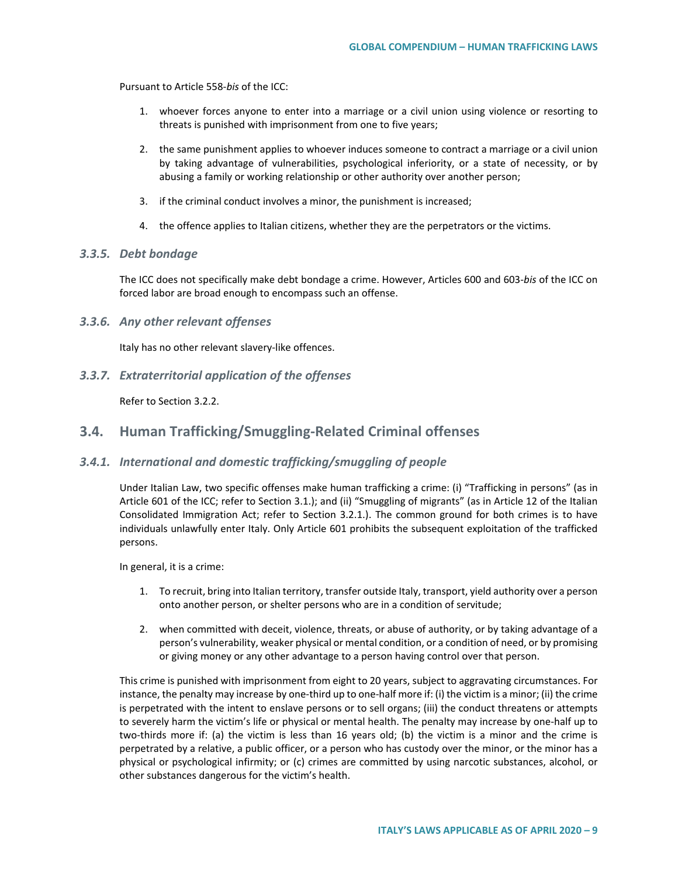Pursuant to Article 558-*bis* of the ICC:

1. whoever forces anyone to enter into a marriage or a civil union using violence or resorting to threats is punished with imprisonment from one to five years;
2. the same punishment applies to whoever induces someone to contract a marriage or a civil union by taking advantage of vulnerabilities, psychological inferiority, or a state of necessity, or by abusing a family or working relationship or other authority over another person;
3. if the criminal conduct involves a minor, the punishment is increased;
4. the offence applies to Italian citizens, whether they are the perpetrators or the victims.

### *3.3.5. Debt bondage*

The ICC does not specifically make debt bondage a crime. However, Articles 600 and 603-*bis* of the ICC on forced labor are broad enough to encompass such an offense.

### *3.3.6. Any other relevant offenses*

Italy has no other relevant slavery-like offences.

### *3.3.7. Extraterritorial application of the offenses*

Refer to Section 3.2.2.

## 3.4. Human Trafficking/Smuggling-Related Criminal offenses

### *3.4.1. International and domestic trafficking/smuggling of people*

Under Italian Law, two specific offenses make human trafficking a crime: (i) "Trafficking in persons" (as in Article 601 of the ICC; refer to Section 3.1.); and (ii) "Smuggling of migrants" (as in Article 12 of the Italian Consolidated Immigration Act; refer to Section 3.2.1.). The common ground for both crimes is to have individuals unlawfully enter Italy. Only Article 601 prohibits the subsequent exploitation of the trafficked persons.

In general, it is a crime:

1. To recruit, bring into Italian territory, transfer outside Italy, transport, yield authority over a person onto another person, or shelter persons who are in a condition of servitude;
2. when committed with deceit, violence, threats, or abuse of authority, or by taking advantage of a person's vulnerability, weaker physical or mental condition, or a condition of need, or by promising or giving money or any other advantage to a person having control over that person.

This crime is punished with imprisonment from eight to 20 years, subject to aggravating circumstances. For instance, the penalty may increase by one-third up to one-half more if: (i) the victim is a minor; (ii) the crime is perpetrated with the intent to enslave persons or to sell organs; (iii) the conduct threatens or attempts to severely harm the victim's life or physical or mental health. The penalty may increase by one-half up to two-thirds more if: (a) the victim is less than 16 years old; (b) the victim is a minor and the crime is perpetrated by a relative, a public officer, or a person who has custody over the minor, or the minor has a physical or psychological infirmity; or (c) crimes are committed by using narcotic substances, alcohol, or other substances dangerous for the victim's health.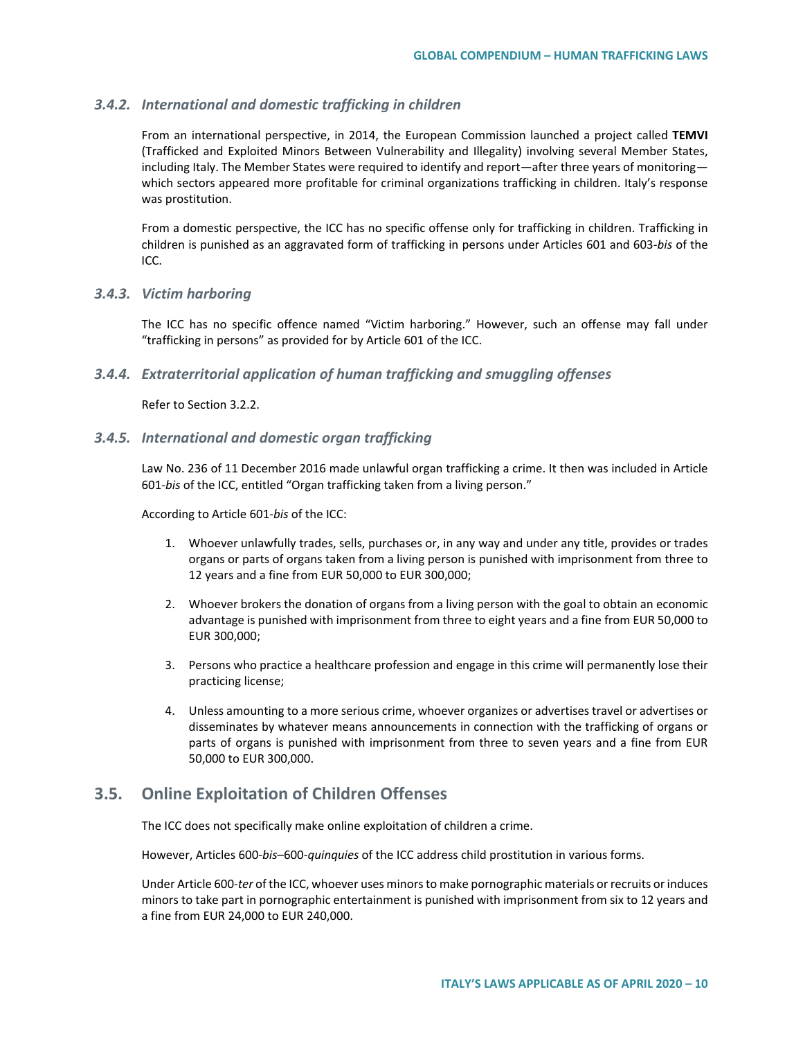### *3.4.2. International and domestic trafficking in children*

From an international perspective, in 2014, the European Commission launched a project called **TEMVI** (Trafficked and Exploited Minors Between Vulnerability and Illegality) involving several Member States, including Italy. The Member States were required to identify and report—after three years of monitoring—which sectors appeared more profitable for criminal organizations trafficking in children. Italy's response was prostitution.

From a domestic perspective, the ICC has no specific offense only for trafficking in children. Trafficking in children is punished as an aggravated form of trafficking in persons under Articles 601 and 603-*bis* of the ICC.

### *3.4.3. Victim harboring*

The ICC has no specific offence named "Victim harboring." However, such an offense may fall under "trafficking in persons" as provided for by Article 601 of the ICC.

### *3.4.4. Extraterritorial application of human trafficking and smuggling offenses*

Refer to Section 3.2.2.

### *3.4.5. International and domestic organ trafficking*

Law No. 236 of 11 December 2016 made unlawful organ trafficking a crime. It then was included in Article 601-*bis* of the ICC, entitled "Organ trafficking taken from a living person."

According to Article 601-*bis* of the ICC:

1. Whoever unlawfully trades, sells, purchases or, in any way and under any title, provides or trades organs or parts of organs taken from a living person is punished with imprisonment from three to 12 years and a fine from EUR 50,000 to EUR 300,000;

2. Whoever brokers the donation of organs from a living person with the goal to obtain an economic advantage is punished with imprisonment from three to eight years and a fine from EUR 50,000 to EUR 300,000;

3. Persons who practice a healthcare profession and engage in this crime will permanently lose their practicing license;

4. Unless amounting to a more serious crime, whoever organizes or advertises travel or advertises or disseminates by whatever means announcements in connection with the trafficking of organs or parts of organs is punished with imprisonment from three to seven years and a fine from EUR 50,000 to EUR 300,000.

## 3.5. Online Exploitation of Children Offenses

The ICC does not specifically make online exploitation of children a crime.

However, Articles 600-*bis*–600-*quinquies* of the ICC address child prostitution in various forms.

Under Article 600-*ter* of the ICC, whoever uses minors to make pornographic materials or recruits or induces minors to take part in pornographic entertainment is punished with imprisonment from six to 12 years and a fine from EUR 24,000 to EUR 240,000.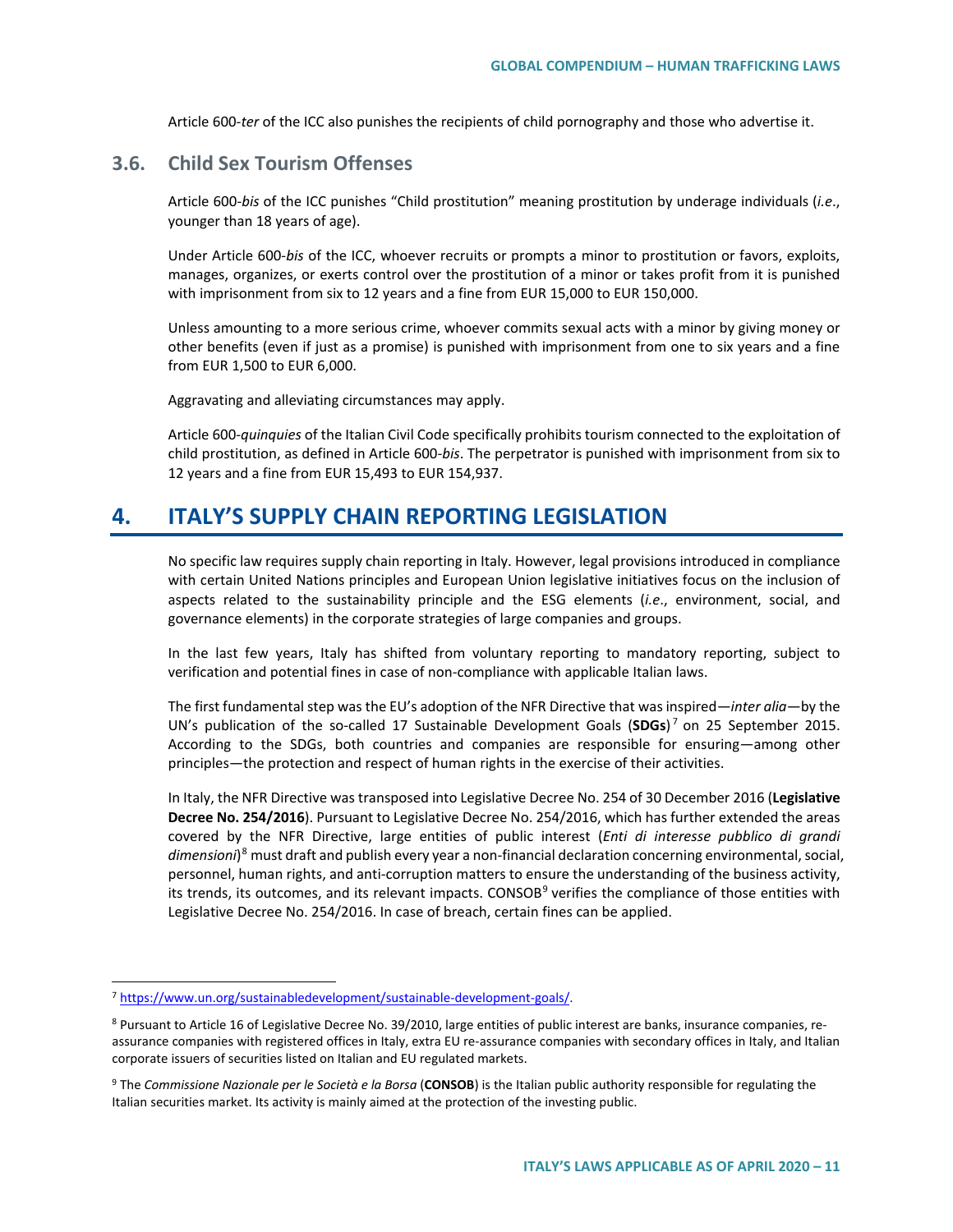Article 600-*ter* of the ICC also punishes the recipients of child pornography and those who advertise it.

## 3.6. Child Sex Tourism Offenses

Article 600-*bis* of the ICC punishes "Child prostitution" meaning prostitution by underage individuals (*i.e.*, younger than 18 years of age).

Under Article 600-*bis* of the ICC, whoever recruits or prompts a minor to prostitution or favors, exploits, manages, organizes, or exerts control over the prostitution of a minor or takes profit from it is punished with imprisonment from six to 12 years and a fine from EUR 15,000 to EUR 150,000.

Unless amounting to a more serious crime, whoever commits sexual acts with a minor by giving money or other benefits (even if just as a promise) is punished with imprisonment from one to six years and a fine from EUR 1,500 to EUR 6,000.

Aggravating and alleviating circumstances may apply.

Article 600-*quinquies* of the Italian Civil Code specifically prohibits tourism connected to the exploitation of child prostitution, as defined in Article 600-*bis*. The perpetrator is punished with imprisonment from six to 12 years and a fine from EUR 15,493 to EUR 154,937.

# 4. ITALY'S SUPPLY CHAIN REPORTING LEGISLATION

No specific law requires supply chain reporting in Italy. However, legal provisions introduced in compliance with certain United Nations principles and European Union legislative initiatives focus on the inclusion of aspects related to the sustainability principle and the ESG elements (*i.e.*, environment, social, and governance elements) in the corporate strategies of large companies and groups.

In the last few years, Italy has shifted from voluntary reporting to mandatory reporting, subject to verification and potential fines in case of non-compliance with applicable Italian laws.

The first fundamental step was the EU's adoption of the NFR Directive that was inspired—*inter alia*—by the UN's publication of the so-called 17 Sustainable Development Goals (**SDGs**)[7] on 25 September 2015. According to the SDGs, both countries and companies are responsible for ensuring—among other principles—the protection and respect of human rights in the exercise of their activities.

In Italy, the NFR Directive was transposed into Legislative Decree No. 254 of 30 December 2016 (**Legislative Decree No. 254/2016**). Pursuant to Legislative Decree No. 254/2016, which has further extended the areas covered by the NFR Directive, large entities of public interest (*Enti di interesse pubblico di grandi dimensioni*)[8] must draft and publish every year a non-financial declaration concerning environmental, social, personnel, human rights, and anti-corruption matters to ensure the understanding of the business activity, its trends, its outcomes, and its relevant impacts. CONSOB[9] verifies the compliance of those entities with Legislative Decree No. 254/2016. In case of breach, certain fines can be applied.

---

[7] https://www.un.org/sustainabledevelopment/sustainable-development-goals/.

[8] Pursuant to Article 16 of Legislative Decree No. 39/2010, large entities of public interest are banks, insurance companies, re-assurance companies with registered offices in Italy, extra EU re-assurance companies with secondary offices in Italy, and Italian corporate issuers of securities listed on Italian and EU regulated markets.

[9] The *Commissione Nazionale per le Società e la Borsa* (**CONSOB**) is the Italian public authority responsible for regulating the Italian securities market. Its activity is mainly aimed at the protection of the investing public.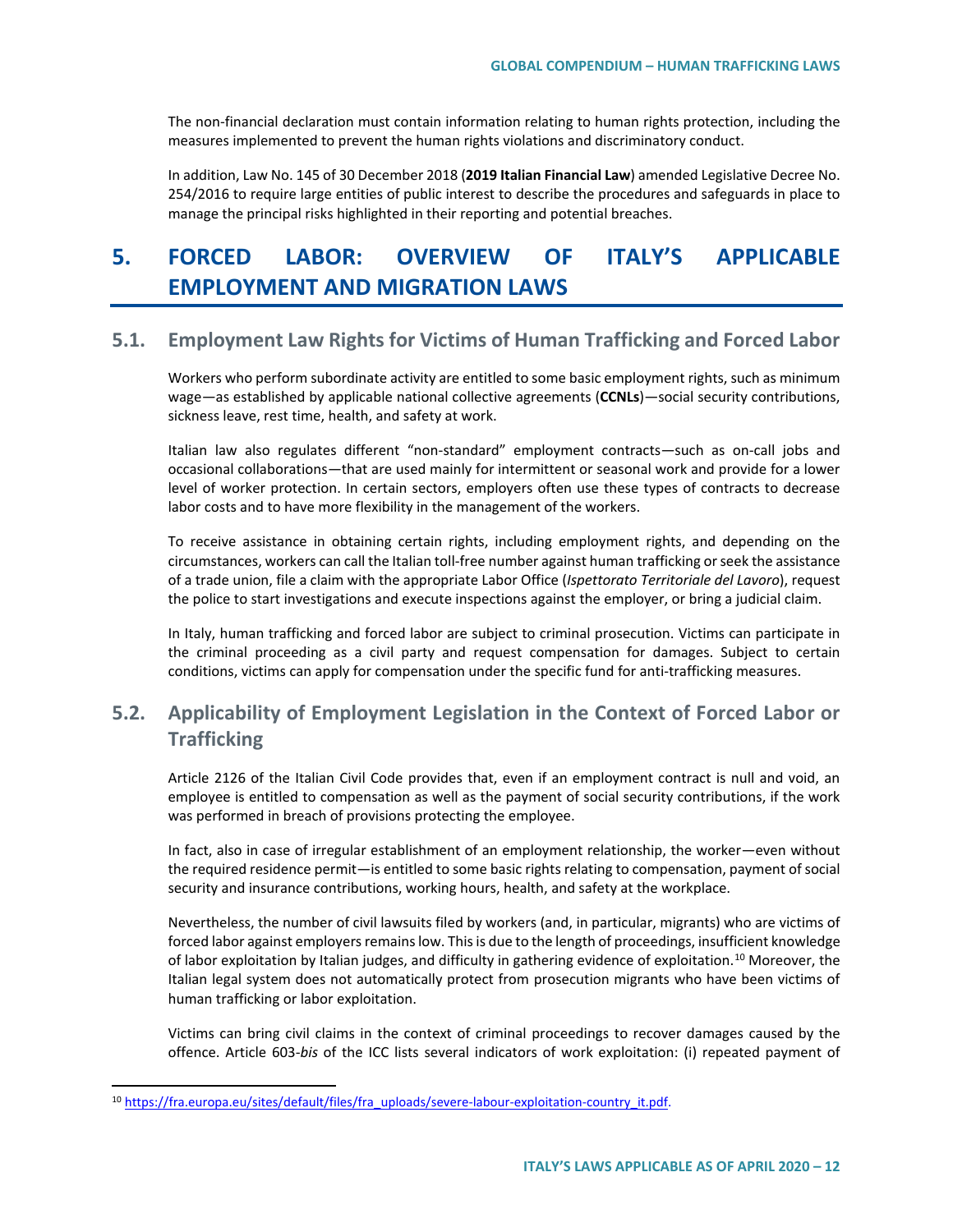The non-financial declaration must contain information relating to human rights protection, including the measures implemented to prevent the human rights violations and discriminatory conduct.

In addition, Law No. 145 of 30 December 2018 (**2019 Italian Financial Law**) amended Legislative Decree No. 254/2016 to require large entities of public interest to describe the procedures and safeguards in place to manage the principal risks highlighted in their reporting and potential breaches.

# 5. FORCED LABOR: OVERVIEW OF ITALY'S APPLICABLE EMPLOYMENT AND MIGRATION LAWS

## 5.1. Employment Law Rights for Victims of Human Trafficking and Forced Labor

Workers who perform subordinate activity are entitled to some basic employment rights, such as minimum wage—as established by applicable national collective agreements (**CCNLs**)—social security contributions, sickness leave, rest time, health, and safety at work.

Italian law also regulates different "non-standard" employment contracts—such as on-call jobs and occasional collaborations—that are used mainly for intermittent or seasonal work and provide for a lower level of worker protection. In certain sectors, employers often use these types of contracts to decrease labor costs and to have more flexibility in the management of the workers.

To receive assistance in obtaining certain rights, including employment rights, and depending on the circumstances, workers can call the Italian toll-free number against human trafficking or seek the assistance of a trade union, file a claim with the appropriate Labor Office (*Ispettorato Territoriale del Lavoro*), request the police to start investigations and execute inspections against the employer, or bring a judicial claim.

In Italy, human trafficking and forced labor are subject to criminal prosecution. Victims can participate in the criminal proceeding as a civil party and request compensation for damages. Subject to certain conditions, victims can apply for compensation under the specific fund for anti-trafficking measures.

## 5.2. Applicability of Employment Legislation in the Context of Forced Labor or Trafficking

Article 2126 of the Italian Civil Code provides that, even if an employment contract is null and void, an employee is entitled to compensation as well as the payment of social security contributions, if the work was performed in breach of provisions protecting the employee.

In fact, also in case of irregular establishment of an employment relationship, the worker—even without the required residence permit—is entitled to some basic rights relating to compensation, payment of social security and insurance contributions, working hours, health, and safety at the workplace.

Nevertheless, the number of civil lawsuits filed by workers (and, in particular, migrants) who are victims of forced labor against employers remains low. This is due to the length of proceedings, insufficient knowledge of labor exploitation by Italian judges, and difficulty in gathering evidence of exploitation.[10] Moreover, the Italian legal system does not automatically protect from prosecution migrants who have been victims of human trafficking or labor exploitation.

Victims can bring civil claims in the context of criminal proceedings to recover damages caused by the offence. Article 603-*bis* of the ICC lists several indicators of work exploitation: (i) repeated payment of

---

[10] https://fra.europa.eu/sites/default/files/fra_uploads/severe-labour-exploitation-country_it.pdf.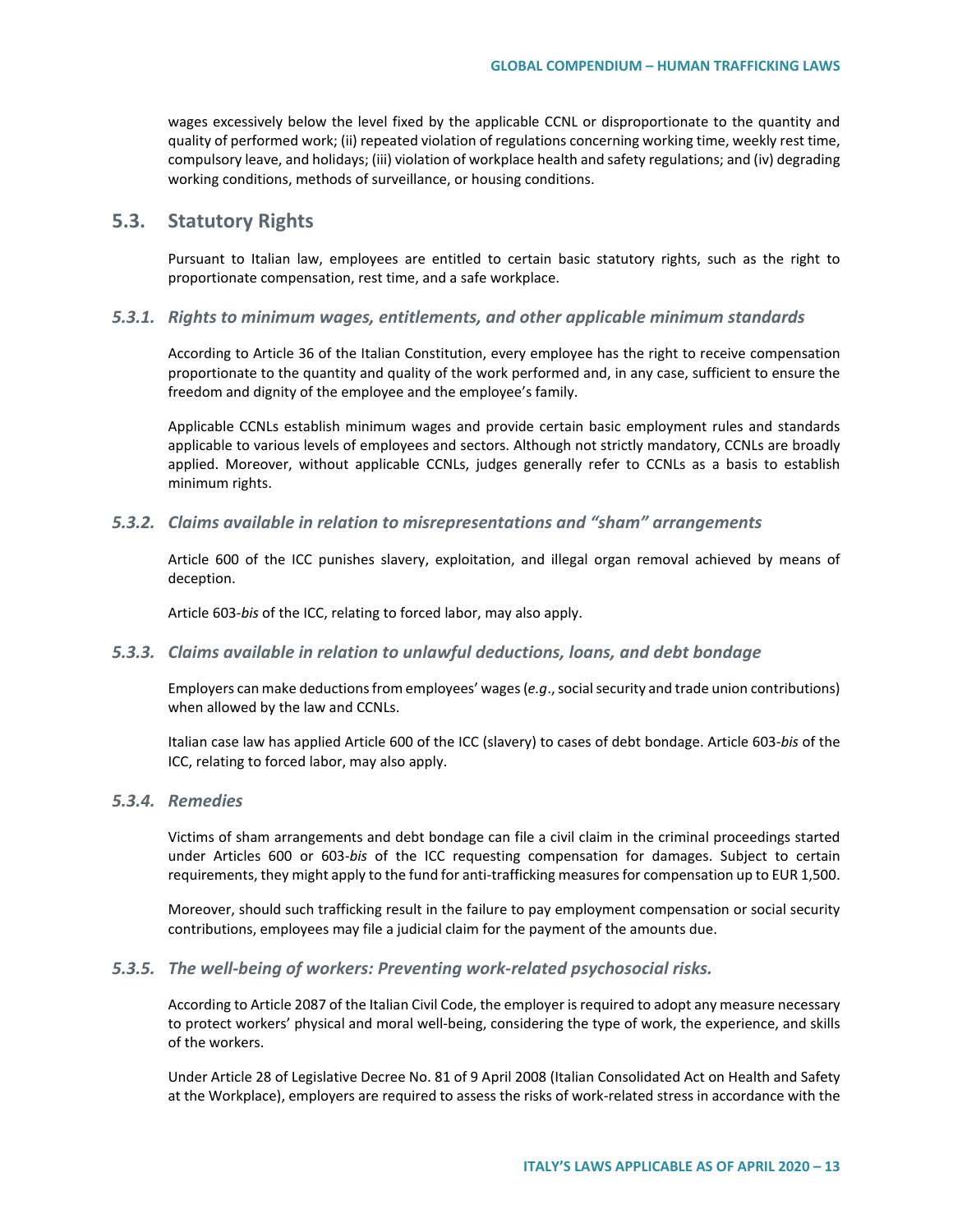wages excessively below the level fixed by the applicable CCNL or disproportionate to the quantity and quality of performed work; (ii) repeated violation of regulations concerning working time, weekly rest time, compulsory leave, and holidays; (iii) violation of workplace health and safety regulations; and (iv) degrading working conditions, methods of surveillance, or housing conditions.

## 5.3. Statutory Rights

Pursuant to Italian law, employees are entitled to certain basic statutory rights, such as the right to proportionate compensation, rest time, and a safe workplace.

### *5.3.1. Rights to minimum wages, entitlements, and other applicable minimum standards*

According to Article 36 of the Italian Constitution, every employee has the right to receive compensation proportionate to the quantity and quality of the work performed and, in any case, sufficient to ensure the freedom and dignity of the employee and the employee's family.

Applicable CCNLs establish minimum wages and provide certain basic employment rules and standards applicable to various levels of employees and sectors. Although not strictly mandatory, CCNLs are broadly applied. Moreover, without applicable CCNLs, judges generally refer to CCNLs as a basis to establish minimum rights.

### *5.3.2. Claims available in relation to misrepresentations and "sham" arrangements*

Article 600 of the ICC punishes slavery, exploitation, and illegal organ removal achieved by means of deception.

Article 603-*bis* of the ICC, relating to forced labor, may also apply.

### *5.3.3. Claims available in relation to unlawful deductions, loans, and debt bondage*

Employers can make deductions from employees' wages (*e.g*., social security and trade union contributions) when allowed by the law and CCNLs.

Italian case law has applied Article 600 of the ICC (slavery) to cases of debt bondage. Article 603-*bis* of the ICC, relating to forced labor, may also apply.

### *5.3.4. Remedies*

Victims of sham arrangements and debt bondage can file a civil claim in the criminal proceedings started under Articles 600 or 603-*bis* of the ICC requesting compensation for damages. Subject to certain requirements, they might apply to the fund for anti-trafficking measures for compensation up to EUR 1,500.

Moreover, should such trafficking result in the failure to pay employment compensation or social security contributions, employees may file a judicial claim for the payment of the amounts due.

### *5.3.5. The well-being of workers: Preventing work-related psychosocial risks.*

According to Article 2087 of the Italian Civil Code, the employer is required to adopt any measure necessary to protect workers' physical and moral well-being, considering the type of work, the experience, and skills of the workers.

Under Article 28 of Legislative Decree No. 81 of 9 April 2008 (Italian Consolidated Act on Health and Safety at the Workplace), employers are required to assess the risks of work-related stress in accordance with the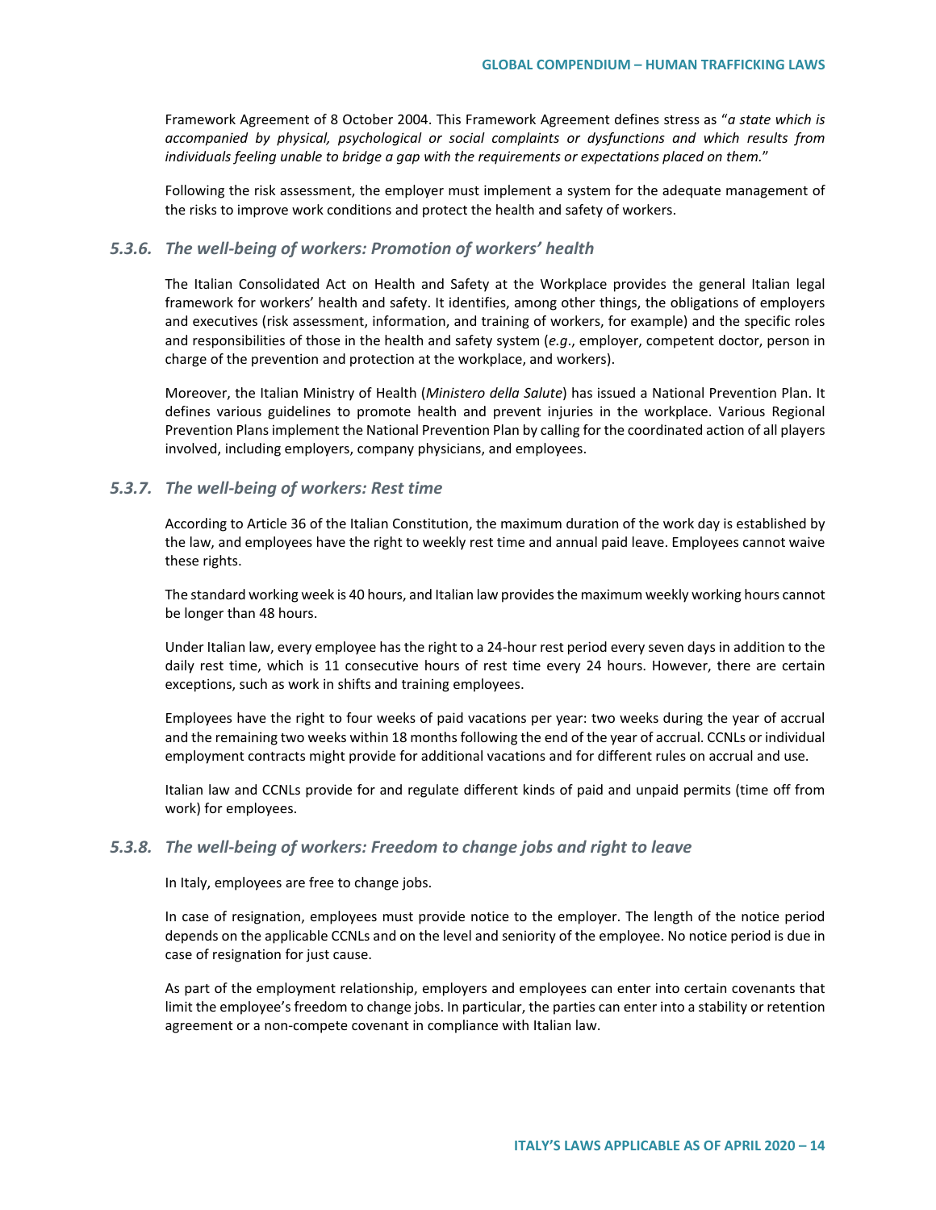Framework Agreement of 8 October 2004. This Framework Agreement defines stress as "*a state which is accompanied by physical, psychological or social complaints or dysfunctions and which results from individuals feeling unable to bridge a gap with the requirements or expectations placed on them.*"

Following the risk assessment, the employer must implement a system for the adequate management of the risks to improve work conditions and protect the health and safety of workers.

### *5.3.6. The well-being of workers: Promotion of workers' health*

The Italian Consolidated Act on Health and Safety at the Workplace provides the general Italian legal framework for workers' health and safety. It identifies, among other things, the obligations of employers and executives (risk assessment, information, and training of workers, for example) and the specific roles and responsibilities of those in the health and safety system (*e.g*., employer, competent doctor, person in charge of the prevention and protection at the workplace, and workers).

Moreover, the Italian Ministry of Health (*Ministero della Salute*) has issued a National Prevention Plan. It defines various guidelines to promote health and prevent injuries in the workplace. Various Regional Prevention Plans implement the National Prevention Plan by calling for the coordinated action of all players involved, including employers, company physicians, and employees.

### *5.3.7. The well-being of workers: Rest time*

According to Article 36 of the Italian Constitution, the maximum duration of the work day is established by the law, and employees have the right to weekly rest time and annual paid leave. Employees cannot waive these rights.

The standard working week is 40 hours, and Italian law provides the maximum weekly working hours cannot be longer than 48 hours.

Under Italian law, every employee has the right to a 24-hour rest period every seven days in addition to the daily rest time, which is 11 consecutive hours of rest time every 24 hours. However, there are certain exceptions, such as work in shifts and training employees.

Employees have the right to four weeks of paid vacations per year: two weeks during the year of accrual and the remaining two weeks within 18 months following the end of the year of accrual. CCNLs or individual employment contracts might provide for additional vacations and for different rules on accrual and use.

Italian law and CCNLs provide for and regulate different kinds of paid and unpaid permits (time off from work) for employees.

### *5.3.8. The well-being of workers: Freedom to change jobs and right to leave*

In Italy, employees are free to change jobs.

In case of resignation, employees must provide notice to the employer. The length of the notice period depends on the applicable CCNLs and on the level and seniority of the employee. No notice period is due in case of resignation for just cause.

As part of the employment relationship, employers and employees can enter into certain covenants that limit the employee's freedom to change jobs. In particular, the parties can enter into a stability or retention agreement or a non-compete covenant in compliance with Italian law.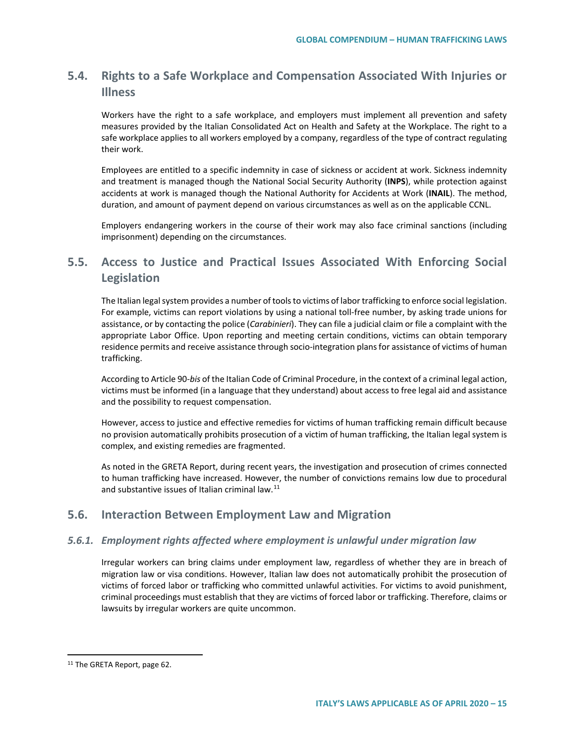## 5.4. Rights to a Safe Workplace and Compensation Associated With Injuries or Illness

Workers have the right to a safe workplace, and employers must implement all prevention and safety measures provided by the Italian Consolidated Act on Health and Safety at the Workplace. The right to a safe workplace applies to all workers employed by a company, regardless of the type of contract regulating their work.

Employees are entitled to a specific indemnity in case of sickness or accident at work. Sickness indemnity and treatment is managed though the National Social Security Authority (**INPS**), while protection against accidents at work is managed though the National Authority for Accidents at Work (**INAIL**). The method, duration, and amount of payment depend on various circumstances as well as on the applicable CCNL.

Employers endangering workers in the course of their work may also face criminal sanctions (including imprisonment) depending on the circumstances.

## 5.5. Access to Justice and Practical Issues Associated With Enforcing Social Legislation

The Italian legal system provides a number of tools to victims of labor trafficking to enforce social legislation. For example, victims can report violations by using a national toll-free number, by asking trade unions for assistance, or by contacting the police (*Carabinieri*). They can file a judicial claim or file a complaint with the appropriate Labor Office. Upon reporting and meeting certain conditions, victims can obtain temporary residence permits and receive assistance through socio-integration plans for assistance of victims of human trafficking.

According to Article 90-*bis* of the Italian Code of Criminal Procedure, in the context of a criminal legal action, victims must be informed (in a language that they understand) about access to free legal aid and assistance and the possibility to request compensation.

However, access to justice and effective remedies for victims of human trafficking remain difficult because no provision automatically prohibits prosecution of a victim of human trafficking, the Italian legal system is complex, and existing remedies are fragmented.

As noted in the GRETA Report, during recent years, the investigation and prosecution of crimes connected to human trafficking have increased. However, the number of convictions remains low due to procedural and substantive issues of Italian criminal law.[11]

## 5.6. Interaction Between Employment Law and Migration

### *5.6.1. Employment rights affected where employment is unlawful under migration law*

Irregular workers can bring claims under employment law, regardless of whether they are in breach of migration law or visa conditions. However, Italian law does not automatically prohibit the prosecution of victims of forced labor or trafficking who committed unlawful activities. For victims to avoid punishment, criminal proceedings must establish that they are victims of forced labor or trafficking. Therefore, claims or lawsuits by irregular workers are quite uncommon.

[11] The GRETA Report, page 62.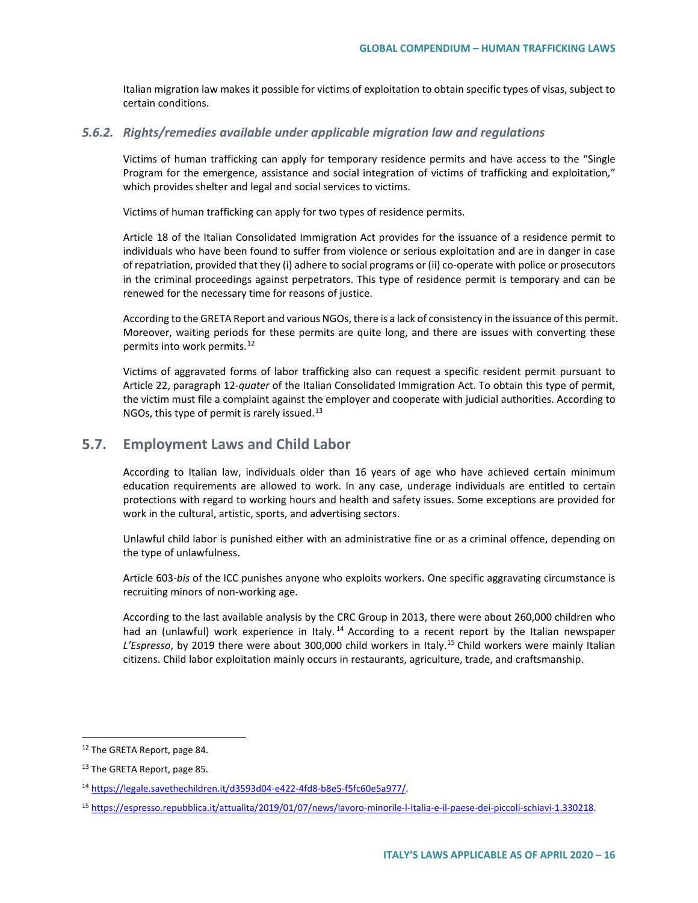Italian migration law makes it possible for victims of exploitation to obtain specific types of visas, subject to certain conditions.

### *5.6.2. Rights/remedies available under applicable migration law and regulations*

Victims of human trafficking can apply for temporary residence permits and have access to the "Single Program for the emergence, assistance and social integration of victims of trafficking and exploitation," which provides shelter and legal and social services to victims.

Victims of human trafficking can apply for two types of residence permits.

Article 18 of the Italian Consolidated Immigration Act provides for the issuance of a residence permit to individuals who have been found to suffer from violence or serious exploitation and are in danger in case of repatriation, provided that they (i) adhere to social programs or (ii) co-operate with police or prosecutors in the criminal proceedings against perpetrators. This type of residence permit is temporary and can be renewed for the necessary time for reasons of justice.

According to the GRETA Report and various NGOs, there is a lack of consistency in the issuance of this permit. Moreover, waiting periods for these permits are quite long, and there are issues with converting these permits into work permits.[12]

Victims of aggravated forms of labor trafficking also can request a specific resident permit pursuant to Article 22, paragraph 12-*quater* of the Italian Consolidated Immigration Act. To obtain this type of permit, the victim must file a complaint against the employer and cooperate with judicial authorities. According to NGOs, this type of permit is rarely issued.[13]

## 5.7. Employment Laws and Child Labor

According to Italian law, individuals older than 16 years of age who have achieved certain minimum education requirements are allowed to work. In any case, underage individuals are entitled to certain protections with regard to working hours and health and safety issues. Some exceptions are provided for work in the cultural, artistic, sports, and advertising sectors.

Unlawful child labor is punished either with an administrative fine or as a criminal offence, depending on the type of unlawfulness.

Article 603-*bis* of the ICC punishes anyone who exploits workers. One specific aggravating circumstance is recruiting minors of non-working age.

According to the last available analysis by the CRC Group in 2013, there were about 260,000 children who had an (unlawful) work experience in Italy.[14] According to a recent report by the Italian newspaper *L'Espresso*, by 2019 there were about 300,000 child workers in Italy.[15] Child workers were mainly Italian citizens. Child labor exploitation mainly occurs in restaurants, agriculture, trade, and craftsmanship.

---

[12] The GRETA Report, page 84.

[13] The GRETA Report, page 85.

[14] https://legale.savethechildren.it/d3593d04-e422-4fd8-b8e5-f5fc60e5a977/.

[15] https://espresso.repubblica.it/attualita/2019/01/07/news/lavoro-minorile-l-italia-e-il-paese-dei-piccoli-schiavi-1.330218.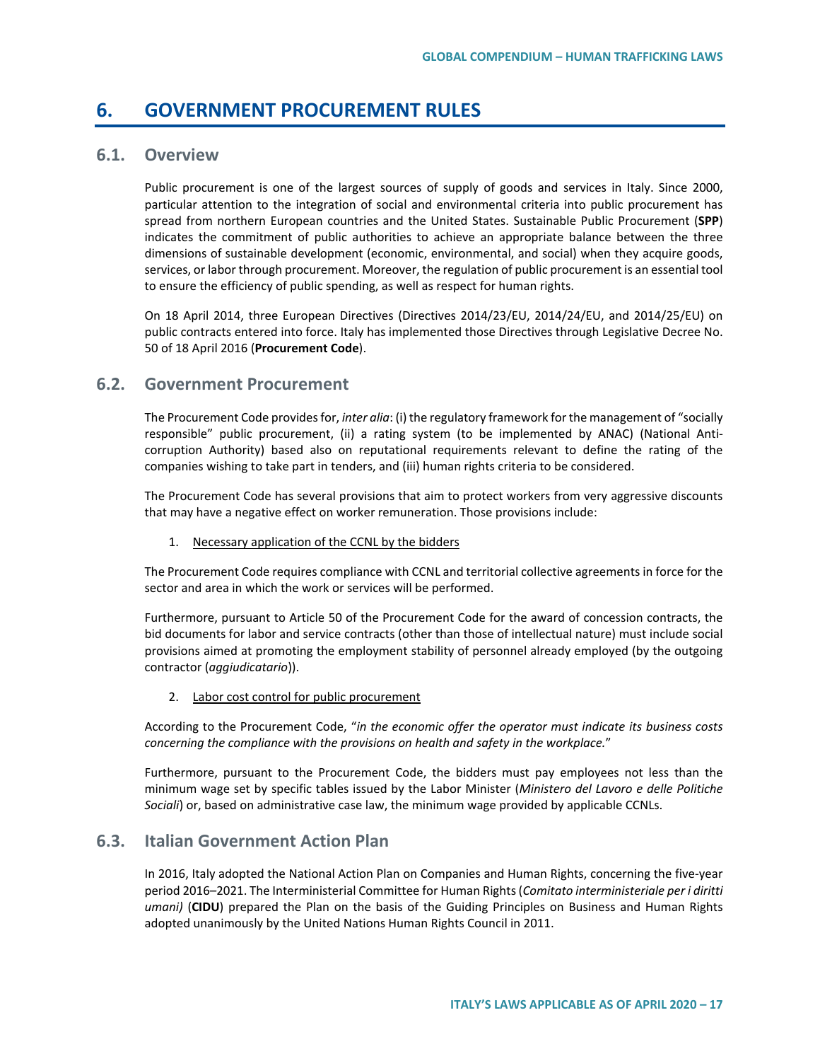# 6. GOVERNMENT PROCUREMENT RULES

## 6.1. Overview

Public procurement is one of the largest sources of supply of goods and services in Italy. Since 2000, particular attention to the integration of social and environmental criteria into public procurement has spread from northern European countries and the United States. Sustainable Public Procurement (**SPP**) indicates the commitment of public authorities to achieve an appropriate balance between the three dimensions of sustainable development (economic, environmental, and social) when they acquire goods, services, or labor through procurement. Moreover, the regulation of public procurement is an essential tool to ensure the efficiency of public spending, as well as respect for human rights.

On 18 April 2014, three European Directives (Directives 2014/23/EU, 2014/24/EU, and 2014/25/EU) on public contracts entered into force. Italy has implemented those Directives through Legislative Decree No. 50 of 18 April 2016 (**Procurement Code**).

## 6.2. Government Procurement

The Procurement Code provides for, *inter alia*: (i) the regulatory framework for the management of "socially responsible" public procurement, (ii) a rating system (to be implemented by ANAC) (National Anti-corruption Authority) based also on reputational requirements relevant to define the rating of the companies wishing to take part in tenders, and (iii) human rights criteria to be considered.

The Procurement Code has several provisions that aim to protect workers from very aggressive discounts that may have a negative effect on worker remuneration. Those provisions include:

1. <u>Necessary application of the CCNL by the bidders</u>

The Procurement Code requires compliance with CCNL and territorial collective agreements in force for the sector and area in which the work or services will be performed.

Furthermore, pursuant to Article 50 of the Procurement Code for the award of concession contracts, the bid documents for labor and service contracts (other than those of intellectual nature) must include social provisions aimed at promoting the employment stability of personnel already employed (by the outgoing contractor (*aggiudicatario*)).

2. <u>Labor cost control for public procurement</u>

According to the Procurement Code, "*in the economic offer the operator must indicate its business costs concerning the compliance with the provisions on health and safety in the workplace.*"

Furthermore, pursuant to the Procurement Code, the bidders must pay employees not less than the minimum wage set by specific tables issued by the Labor Minister (*Ministero del Lavoro e delle Politiche Sociali*) or, based on administrative case law, the minimum wage provided by applicable CCNLs.

## 6.3. Italian Government Action Plan

In 2016, Italy adopted the National Action Plan on Companies and Human Rights, concerning the five-year period 2016–2021. The Interministerial Committee for Human Rights (*Comitato interministeriale per i diritti umani)* (**CIDU**) prepared the Plan on the basis of the Guiding Principles on Business and Human Rights adopted unanimously by the United Nations Human Rights Council in 2011.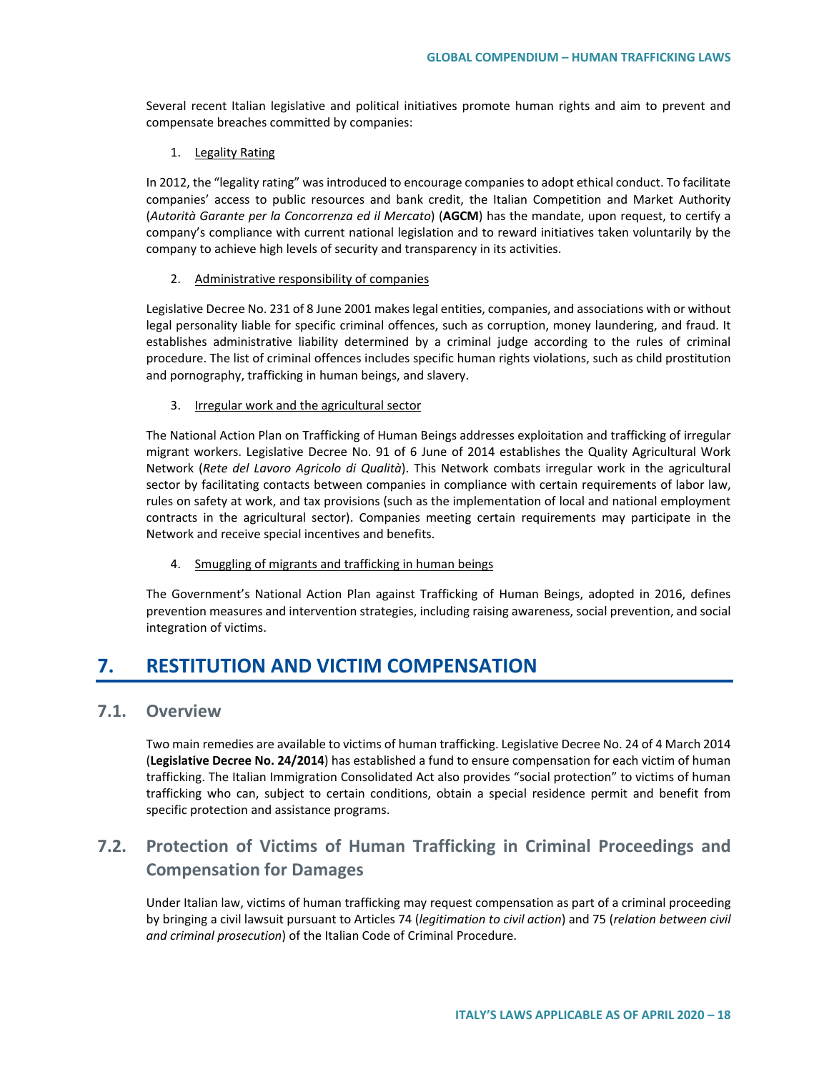Several recent Italian legislative and political initiatives promote human rights and aim to prevent and compensate breaches committed by companies:

1. Legality Rating

In 2012, the "legality rating" was introduced to encourage companies to adopt ethical conduct. To facilitate companies' access to public resources and bank credit, the Italian Competition and Market Authority (*Autorità Garante per la Concorrenza ed il Mercato*) (**AGCM**) has the mandate, upon request, to certify a company's compliance with current national legislation and to reward initiatives taken voluntarily by the company to achieve high levels of security and transparency in its activities.

2. Administrative responsibility of companies

Legislative Decree No. 231 of 8 June 2001 makes legal entities, companies, and associations with or without legal personality liable for specific criminal offences, such as corruption, money laundering, and fraud. It establishes administrative liability determined by a criminal judge according to the rules of criminal procedure. The list of criminal offences includes specific human rights violations, such as child prostitution and pornography, trafficking in human beings, and slavery.

3. Irregular work and the agricultural sector

The National Action Plan on Trafficking of Human Beings addresses exploitation and trafficking of irregular migrant workers. Legislative Decree No. 91 of 6 June of 2014 establishes the Quality Agricultural Work Network (*Rete del Lavoro Agricolo di Qualità*). This Network combats irregular work in the agricultural sector by facilitating contacts between companies in compliance with certain requirements of labor law, rules on safety at work, and tax provisions (such as the implementation of local and national employment contracts in the agricultural sector). Companies meeting certain requirements may participate in the Network and receive special incentives and benefits.

4. Smuggling of migrants and trafficking in human beings

The Government's National Action Plan against Trafficking of Human Beings, adopted in 2016, defines prevention measures and intervention strategies, including raising awareness, social prevention, and social integration of victims.

# 7. RESTITUTION AND VICTIM COMPENSATION

## 7.1. Overview

Two main remedies are available to victims of human trafficking. Legislative Decree No. 24 of 4 March 2014 (**Legislative Decree No. 24/2014**) has established a fund to ensure compensation for each victim of human trafficking. The Italian Immigration Consolidated Act also provides "social protection" to victims of human trafficking who can, subject to certain conditions, obtain a special residence permit and benefit from specific protection and assistance programs.

## 7.2. Protection of Victims of Human Trafficking in Criminal Proceedings and Compensation for Damages

Under Italian law, victims of human trafficking may request compensation as part of a criminal proceeding by bringing a civil lawsuit pursuant to Articles 74 (*legitimation to civil action*) and 75 (*relation between civil and criminal prosecution*) of the Italian Code of Criminal Procedure.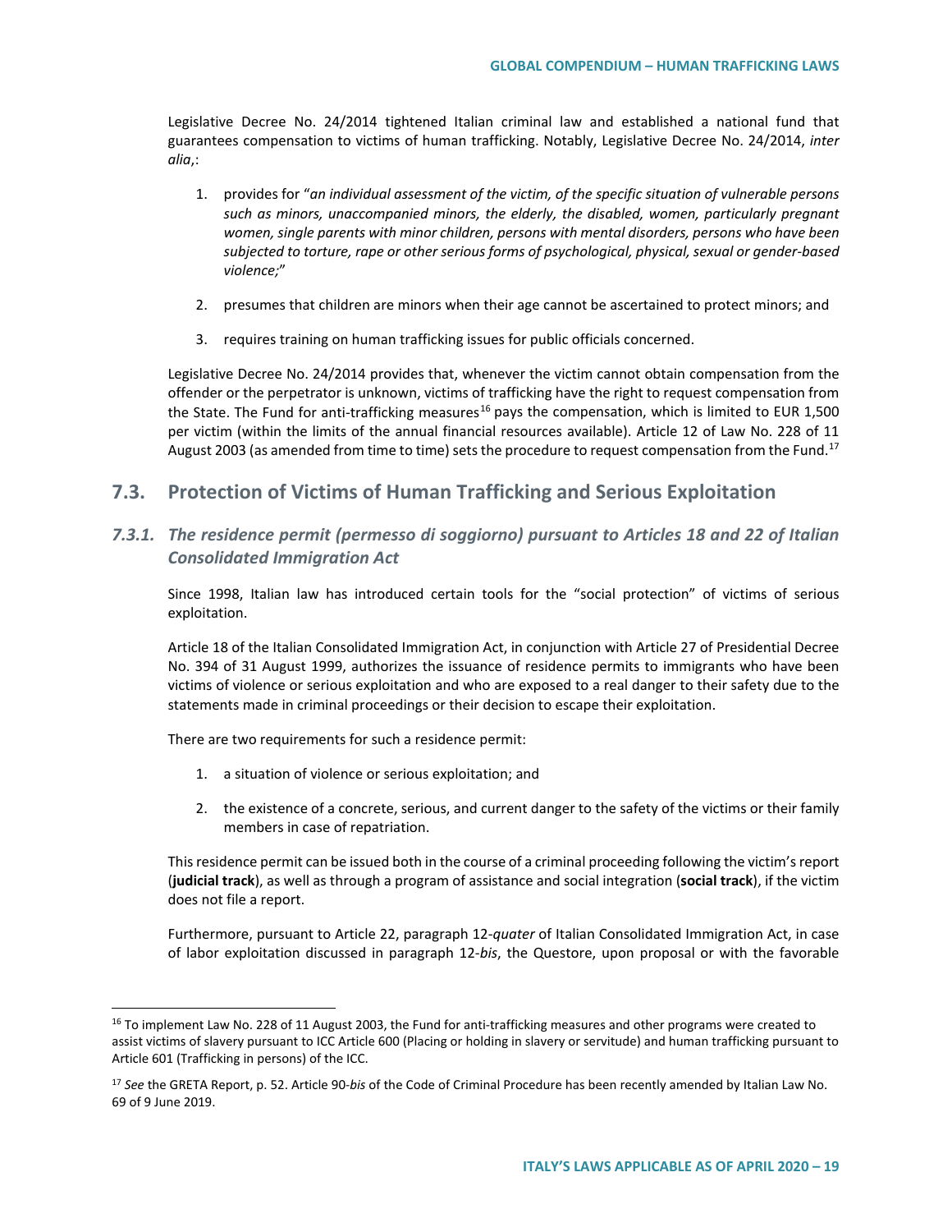Legislative Decree No. 24/2014 tightened Italian criminal law and established a national fund that guarantees compensation to victims of human trafficking. Notably, Legislative Decree No. 24/2014, *inter alia*,:

1. provides for "*an individual assessment of the victim, of the specific situation of vulnerable persons such as minors, unaccompanied minors, the elderly, the disabled, women, particularly pregnant women, single parents with minor children, persons with mental disorders, persons who have been subjected to torture, rape or other serious forms of psychological, physical, sexual or gender-based violence;*"
2. presumes that children are minors when their age cannot be ascertained to protect minors; and
3. requires training on human trafficking issues for public officials concerned.

Legislative Decree No. 24/2014 provides that, whenever the victim cannot obtain compensation from the offender or the perpetrator is unknown, victims of trafficking have the right to request compensation from the State. The Fund for anti-trafficking measures[16] pays the compensation, which is limited to EUR 1,500 per victim (within the limits of the annual financial resources available). Article 12 of Law No. 228 of 11 August 2003 (as amended from time to time) sets the procedure to request compensation from the Fund.[17]

## 7.3. Protection of Victims of Human Trafficking and Serious Exploitation

### *7.3.1. The residence permit (permesso di soggiorno) pursuant to Articles 18 and 22 of Italian Consolidated Immigration Act*

Since 1998, Italian law has introduced certain tools for the "social protection" of victims of serious exploitation.

Article 18 of the Italian Consolidated Immigration Act, in conjunction with Article 27 of Presidential Decree No. 394 of 31 August 1999, authorizes the issuance of residence permits to immigrants who have been victims of violence or serious exploitation and who are exposed to a real danger to their safety due to the statements made in criminal proceedings or their decision to escape their exploitation.

There are two requirements for such a residence permit:

1. a situation of violence or serious exploitation; and
2. the existence of a concrete, serious, and current danger to the safety of the victims or their family members in case of repatriation.

This residence permit can be issued both in the course of a criminal proceeding following the victim's report (**judicial track**), as well as through a program of assistance and social integration (**social track**), if the victim does not file a report.

Furthermore, pursuant to Article 22, paragraph 12-*quater* of Italian Consolidated Immigration Act, in case of labor exploitation discussed in paragraph 12-*bis*, the Questore, upon proposal or with the favorable

---

[16] To implement Law No. 228 of 11 August 2003, the Fund for anti-trafficking measures and other programs were created to assist victims of slavery pursuant to ICC Article 600 (Placing or holding in slavery or servitude) and human trafficking pursuant to Article 601 (Trafficking in persons) of the ICC.

[17] *See* the GRETA Report, p. 52. Article 90-*bis* of the Code of Criminal Procedure has been recently amended by Italian Law No. 69 of 9 June 2019.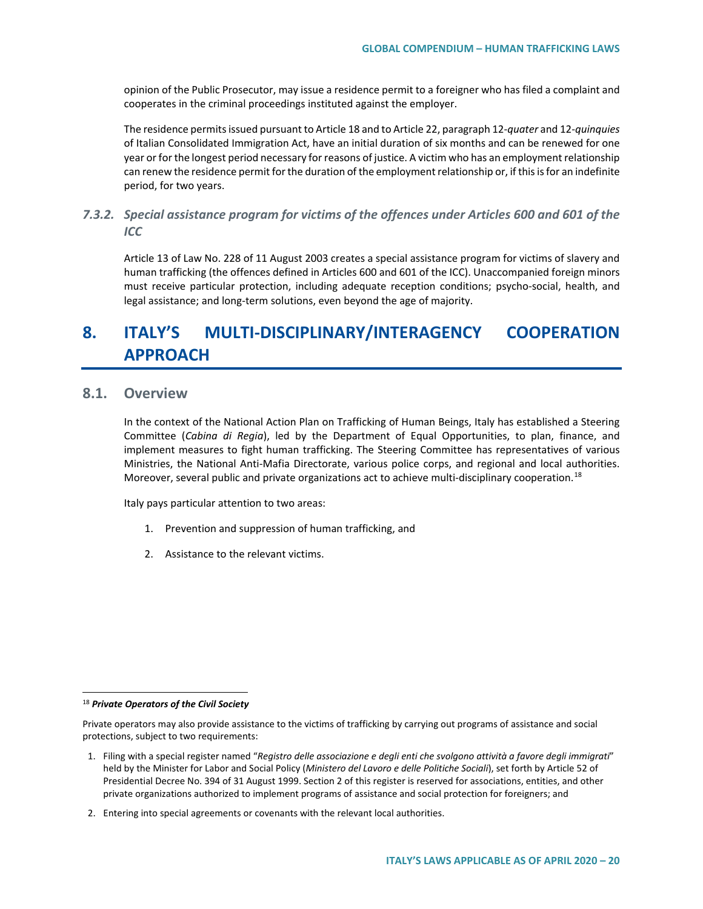opinion of the Public Prosecutor, may issue a residence permit to a foreigner who has filed a complaint and cooperates in the criminal proceedings instituted against the employer.

The residence permits issued pursuant to Article 18 and to Article 22, paragraph 12-*quater* and 12-*quinquies* of Italian Consolidated Immigration Act, have an initial duration of six months and can be renewed for one year or for the longest period necessary for reasons of justice. A victim who has an employment relationship can renew the residence permit for the duration of the employment relationship or, if this is for an indefinite period, for two years.

#### *7.3.2. Special assistance program for victims of the offences under Articles 600 and 601 of the ICC*

Article 13 of Law No. 228 of 11 August 2003 creates a special assistance program for victims of slavery and human trafficking (the offences defined in Articles 600 and 601 of the ICC). Unaccompanied foreign minors must receive particular protection, including adequate reception conditions; psycho-social, health, and legal assistance; and long-term solutions, even beyond the age of majority.

# 8. ITALY'S MULTI-DISCIPLINARY/INTERAGENCY COOPERATION APPROACH

## 8.1. Overview

In the context of the National Action Plan on Trafficking of Human Beings, Italy has established a Steering Committee (*Cabina di Regia*), led by the Department of Equal Opportunities, to plan, finance, and implement measures to fight human trafficking. The Steering Committee has representatives of various Ministries, the National Anti-Mafia Directorate, various police corps, and regional and local authorities. Moreover, several public and private organizations act to achieve multi-disciplinary cooperation.[18]

Italy pays particular attention to two areas:

1. Prevention and suppression of human trafficking, and
2. Assistance to the relevant victims.

---

[18] ***Private Operators of the Civil Society***

Private operators may also provide assistance to the victims of trafficking by carrying out programs of assistance and social protections, subject to two requirements:

1. Filing with a special register named "*Registro delle associazione e degli enti che svolgono attività a favore degli immigrati*" held by the Minister for Labor and Social Policy (*Ministero del Lavoro e delle Politiche Sociali*), set forth by Article 52 of Presidential Decree No. 394 of 31 August 1999. Section 2 of this register is reserved for associations, entities, and other private organizations authorized to implement programs of assistance and social protection for foreigners; and
2. Entering into special agreements or covenants with the relevant local authorities.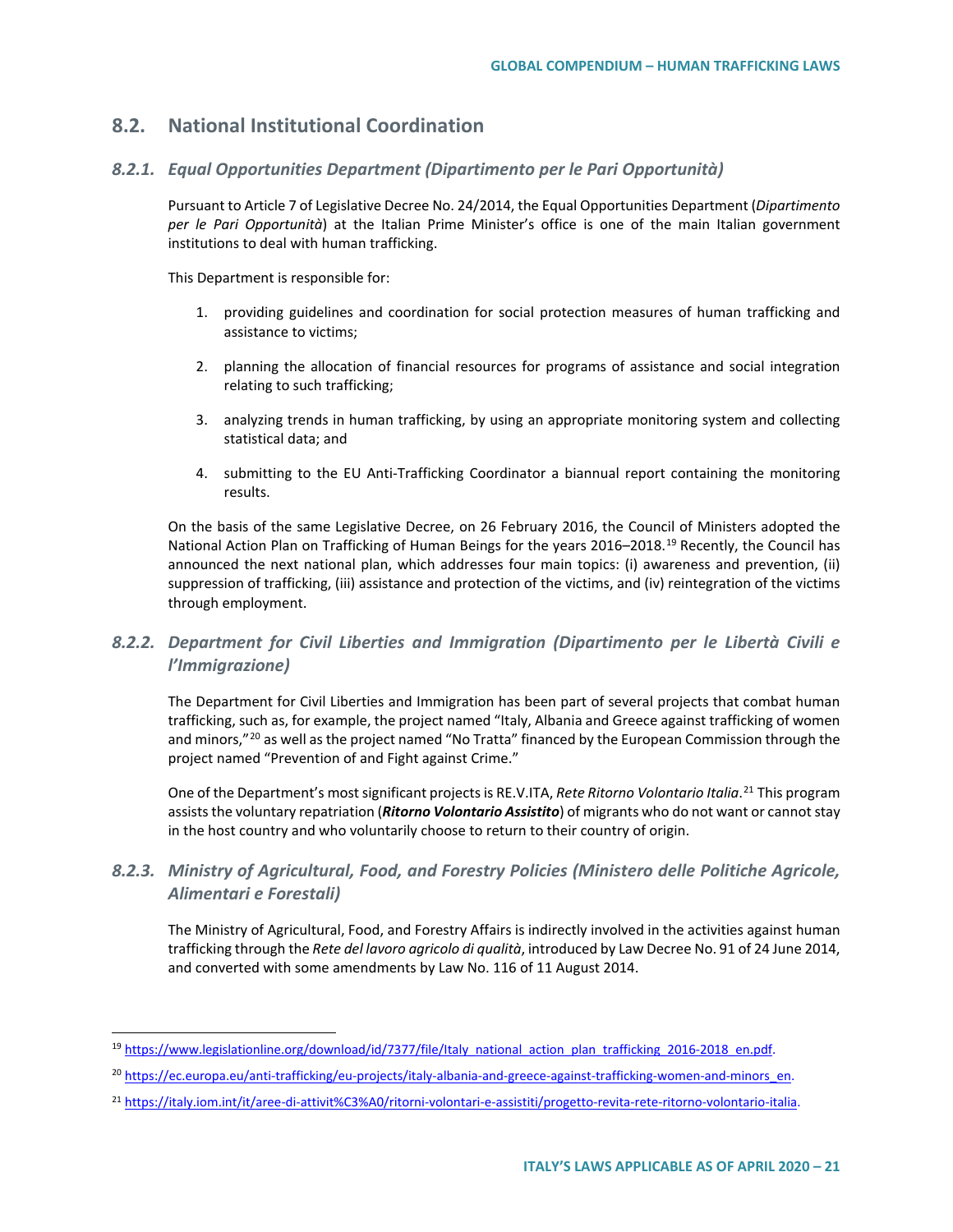## 8.2. National Institutional Coordination

### *8.2.1. Equal Opportunities Department (Dipartimento per le Pari Opportunità)*

Pursuant to Article 7 of Legislative Decree No. 24/2014, the Equal Opportunities Department (*Dipartimento per le Pari Opportunità*) at the Italian Prime Minister's office is one of the main Italian government institutions to deal with human trafficking.

This Department is responsible for:

1. providing guidelines and coordination for social protection measures of human trafficking and assistance to victims;
2. planning the allocation of financial resources for programs of assistance and social integration relating to such trafficking;
3. analyzing trends in human trafficking, by using an appropriate monitoring system and collecting statistical data; and
4. submitting to the EU Anti-Trafficking Coordinator a biannual report containing the monitoring results.

On the basis of the same Legislative Decree, on 26 February 2016, the Council of Ministers adopted the National Action Plan on Trafficking of Human Beings for the years 2016–2018.[19] Recently, the Council has announced the next national plan, which addresses four main topics: (i) awareness and prevention, (ii) suppression of trafficking, (iii) assistance and protection of the victims, and (iv) reintegration of the victims through employment.

### *8.2.2. Department for Civil Liberties and Immigration (Dipartimento per le Libertà Civili e l'Immigrazione)*

The Department for Civil Liberties and Immigration has been part of several projects that combat human trafficking, such as, for example, the project named "Italy, Albania and Greece against trafficking of women and minors,"[20] as well as the project named "No Tratta" financed by the European Commission through the project named "Prevention of and Fight against Crime."

One of the Department's most significant projects is RE.V.ITA, *Rete Ritorno Volontario Italia*.[21] This program assists the voluntary repatriation (***Ritorno Volontario Assistito***) of migrants who do not want or cannot stay in the host country and who voluntarily choose to return to their country of origin.

### *8.2.3. Ministry of Agricultural, Food, and Forestry Policies (Ministero delle Politiche Agricole, Alimentari e Forestali)*

The Ministry of Agricultural, Food, and Forestry Affairs is indirectly involved in the activities against human trafficking through the *Rete del lavoro agricolo di qualità*, introduced by Law Decree No. 91 of 24 June 2014, and converted with some amendments by Law No. 116 of 11 August 2014.

---

[19] https://www.legislationline.org/download/id/7377/file/Italy_national_action_plan_trafficking_2016-2018_en.pdf.

[20] https://ec.europa.eu/anti-trafficking/eu-projects/italy-albania-and-greece-against-trafficking-women-and-minors_en.

[21] https://italy.iom.int/it/aree-di-attivit%C3%A0/ritorni-volontari-e-assistiti/progetto-revita-rete-ritorno-volontario-italia.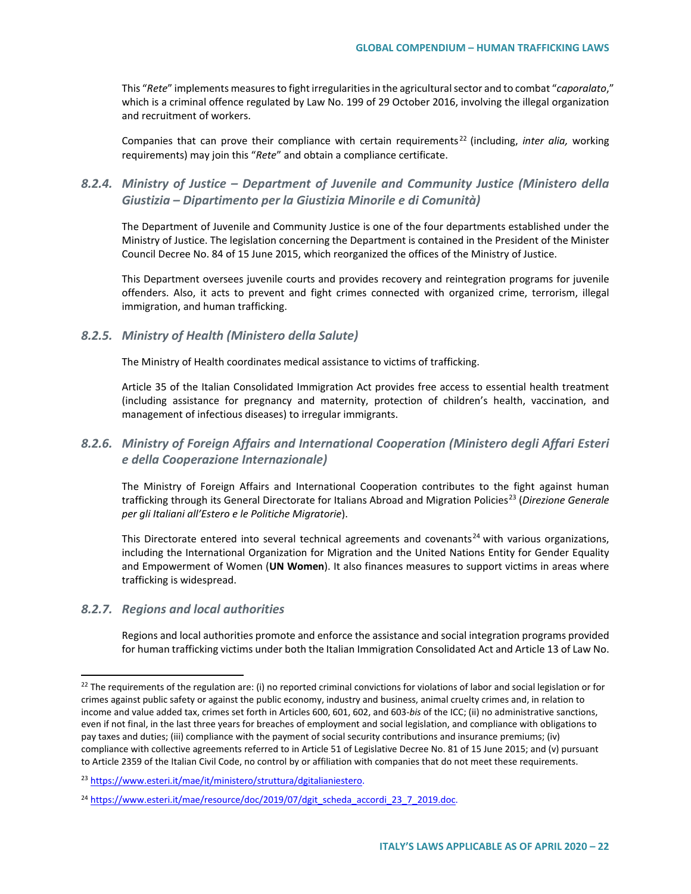This "*Rete*" implements measures to fight irregularities in the agricultural sector and to combat "*caporalato*," which is a criminal offence regulated by Law No. 199 of 29 October 2016, involving the illegal organization and recruitment of workers.

Companies that can prove their compliance with certain requirements[22] (including, *inter alia,* working requirements) may join this "*Rete*" and obtain a compliance certificate.

### 8.2.4. Ministry of Justice – Department of Juvenile and Community Justice (Ministero della Giustizia – Dipartimento per la Giustizia Minorile e di Comunità)

The Department of Juvenile and Community Justice is one of the four departments established under the Ministry of Justice. The legislation concerning the Department is contained in the President of the Minister Council Decree No. 84 of 15 June 2015, which reorganized the offices of the Ministry of Justice.

This Department oversees juvenile courts and provides recovery and reintegration programs for juvenile offenders. Also, it acts to prevent and fight crimes connected with organized crime, terrorism, illegal immigration, and human trafficking.

### 8.2.5. Ministry of Health (Ministero della Salute)

The Ministry of Health coordinates medical assistance to victims of trafficking.

Article 35 of the Italian Consolidated Immigration Act provides free access to essential health treatment (including assistance for pregnancy and maternity, protection of children's health, vaccination, and management of infectious diseases) to irregular immigrants.

### 8.2.6. Ministry of Foreign Affairs and International Cooperation (Ministero degli Affari Esteri e della Cooperazione Internazionale)

The Ministry of Foreign Affairs and International Cooperation contributes to the fight against human trafficking through its General Directorate for Italians Abroad and Migration Policies[23] (*Direzione Generale per gli Italiani all'Estero e le Politiche Migratorie*).

This Directorate entered into several technical agreements and covenants[24] with various organizations, including the International Organization for Migration and the United Nations Entity for Gender Equality and Empowerment of Women (**UN Women**). It also finances measures to support victims in areas where trafficking is widespread.

### 8.2.7. Regions and local authorities

Regions and local authorities promote and enforce the assistance and social integration programs provided for human trafficking victims under both the Italian Immigration Consolidated Act and Article 13 of Law No.

---

[22] The requirements of the regulation are: (i) no reported criminal convictions for violations of labor and social legislation or for crimes against public safety or against the public economy, industry and business, animal cruelty crimes and, in relation to income and value added tax, crimes set forth in Articles 600, 601, 602, and 603-*bis* of the ICC; (ii) no administrative sanctions, even if not final, in the last three years for breaches of employment and social legislation, and compliance with obligations to pay taxes and duties; (iii) compliance with the payment of social security contributions and insurance premiums; (iv) compliance with collective agreements referred to in Article 51 of Legislative Decree No. 81 of 15 June 2015; and (v) pursuant to Article 2359 of the Italian Civil Code, no control by or affiliation with companies that do not meet these requirements.

[23] https://www.esteri.it/mae/it/ministero/struttura/dgitalianiestero.

[24] https://www.esteri.it/mae/resource/doc/2019/07/dgit_scheda_accordi_23_7_2019.doc.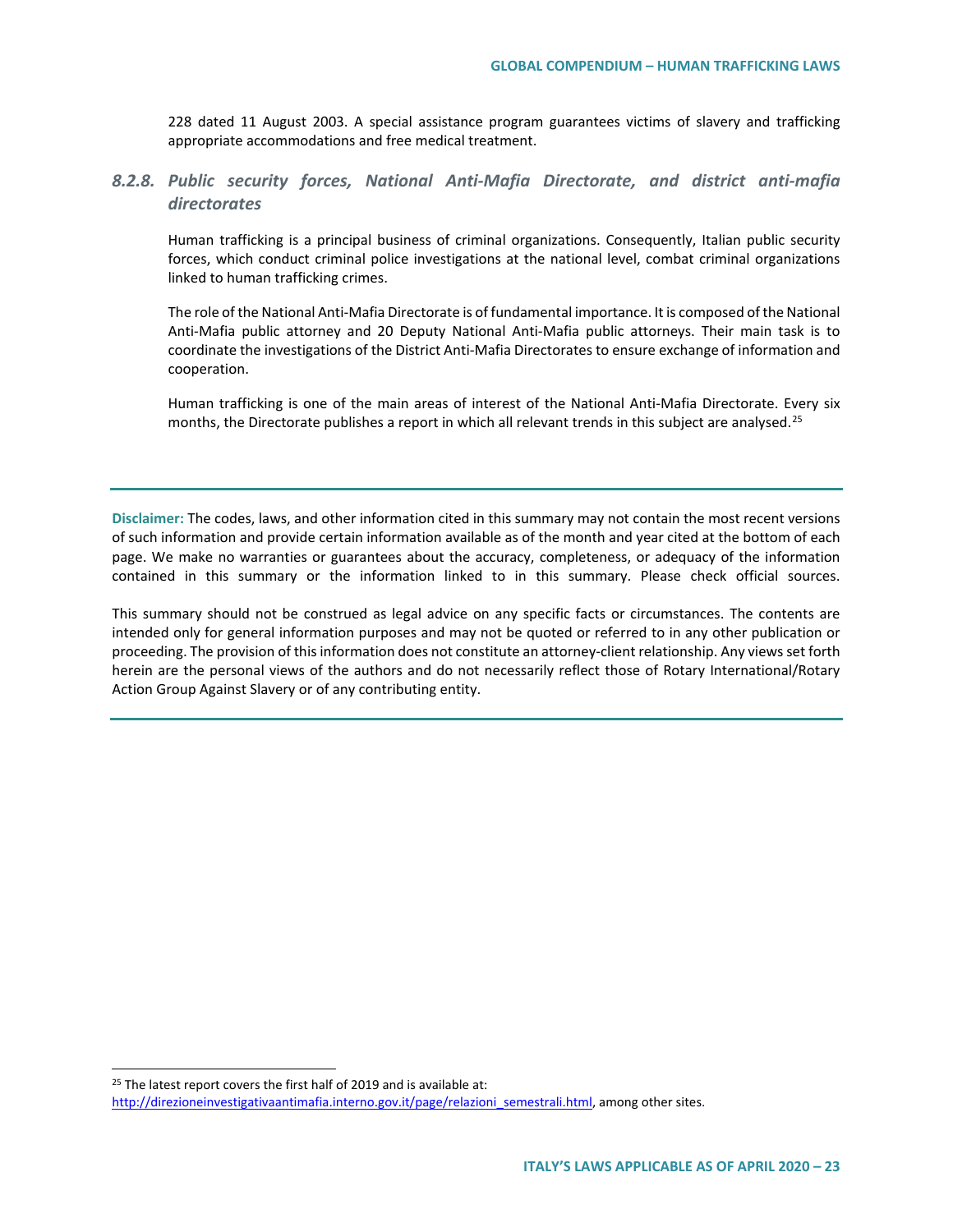228 dated 11 August 2003. A special assistance program guarantees victims of slavery and trafficking appropriate accommodations and free medical treatment.

### *8.2.8. Public security forces, National Anti-Mafia Directorate, and district anti-mafia directorates*

Human trafficking is a principal business of criminal organizations. Consequently, Italian public security forces, which conduct criminal police investigations at the national level, combat criminal organizations linked to human trafficking crimes.

The role of the National Anti-Mafia Directorate is of fundamental importance. It is composed of the National Anti-Mafia public attorney and 20 Deputy National Anti-Mafia public attorneys. Their main task is to coordinate the investigations of the District Anti-Mafia Directorates to ensure exchange of information and cooperation.

Human trafficking is one of the main areas of interest of the National Anti-Mafia Directorate. Every six months, the Directorate publishes a report in which all relevant trends in this subject are analysed.[25]

---

**Disclaimer:** The codes, laws, and other information cited in this summary may not contain the most recent versions of such information and provide certain information available as of the month and year cited at the bottom of each page. We make no warranties or guarantees about the accuracy, completeness, or adequacy of the information contained in this summary or the information linked to in this summary. Please check official sources.

This summary should not be construed as legal advice on any specific facts or circumstances. The contents are intended only for general information purposes and may not be quoted or referred to in any other publication or proceeding. The provision of this information does not constitute an attorney-client relationship. Any views set forth herein are the personal views of the authors and do not necessarily reflect those of Rotary International/Rotary Action Group Against Slavery or of any contributing entity.

---

[25] The latest report covers the first half of 2019 and is available at: http://direzioneinvestigativaantimafia.interno.gov.it/page/relazioni_semestrali.html, among other sites.